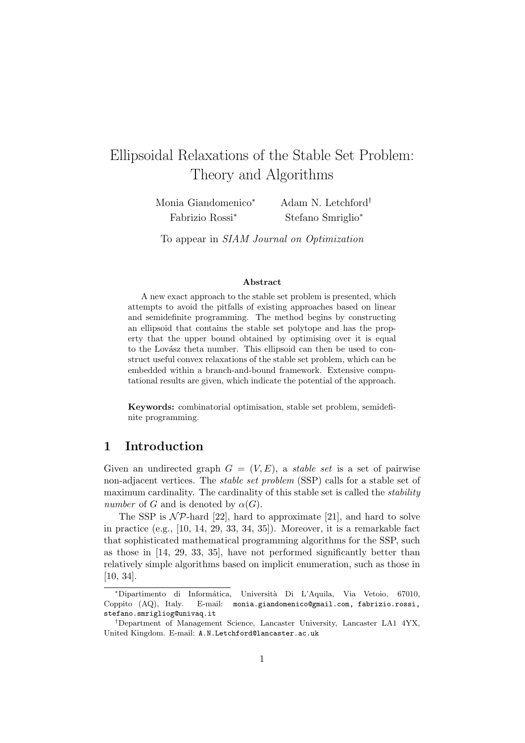# Ellipsoidal Relaxations of the Stable Set Problem: Theory and Algorithms

Monia Giandomenico* Adam N. Letchford†
Fabrizio Rossi* Stefano Smriglio*

To appear in *SIAM Journal on Optimization*

### Abstract

A new exact approach to the stable set problem is presented, which attempts to avoid the pitfalls of existing approaches based on linear and semidefinite programming. The method begins by constructing an ellipsoid that contains the stable set polytope and has the property that the upper bound obtained by optimising over it is equal to the Lovász theta number. This ellipsoid can then be used to construct useful convex relaxations of the stable set problem, which can be embedded within a branch-and-bound framework. Extensive computational results are given, which indicate the potential of the approach.

**Keywords:** combinatorial optimisation, stable set problem, semidefinite programming.

## 1 Introduction

Given an undirected graph $G = (V, E)$, a *stable set* is a set of pairwise non-adjacent vertices. The *stable set problem* (SSP) calls for a stable set of maximum cardinality. The cardinality of this stable set is called the *stability number* of $G$ and is denoted by $\alpha(G)$.

The SSP is $\mathcal{NP}$-hard [22], hard to approximate [21], and hard to solve in practice (e.g., [10, 14, 29, 33, 34, 35]). Moreover, it is a remarkable fact that sophisticated mathematical programming algorithms for the SSP, such as those in [14, 29, 33, 35], have not performed significantly better than relatively simple algorithms based on implicit enumeration, such as those in [10, 34].

*Dipartimento di Informática, Università Di L'Aquila, Via Vetoio, 67010, Coppito (AQ), Italy. E-mail: monia.giandomenico@gmail.com, fabrizio.rossi, stefano.smrigliog@univaq.it

†Department of Management Science, Lancaster University, Lancaster LA1 4YX, United Kingdom. E-mail: A.N.Letchford@lancaster.ac.uk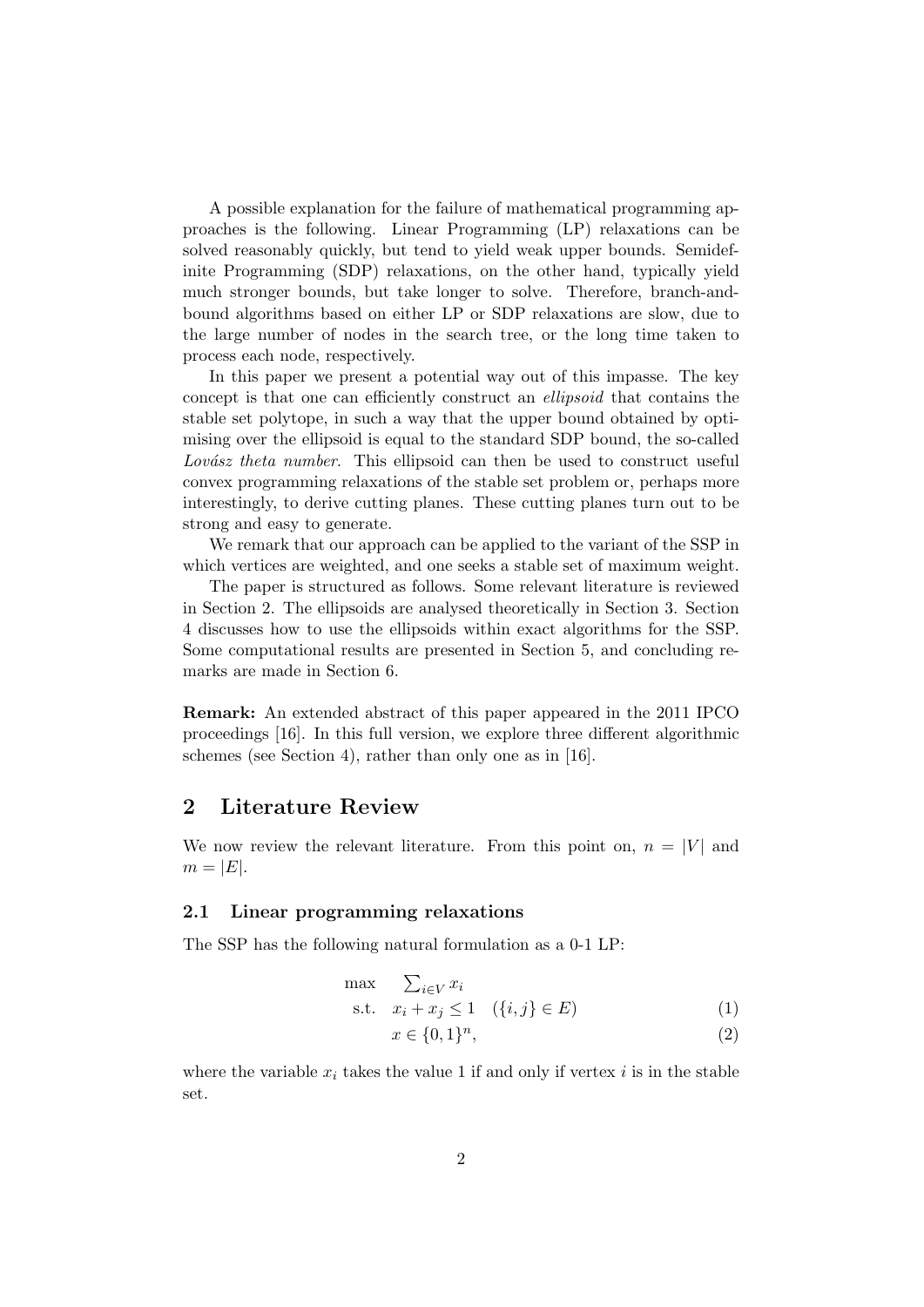A possible explanation for the failure of mathematical programming approaches is the following. Linear Programming (LP) relaxations can be solved reasonably quickly, but tend to yield weak upper bounds. Semidefinite Programming (SDP) relaxations, on the other hand, typically yield much stronger bounds, but take longer to solve. Therefore, branch-and-bound algorithms based on either LP or SDP relaxations are slow, due to the large number of nodes in the search tree, or the long time taken to process each node, respectively.

In this paper we present a potential way out of this impasse. The key concept is that one can efficiently construct an *ellipsoid* that contains the stable set polytope, in such a way that the upper bound obtained by optimising over the ellipsoid is equal to the standard SDP bound, the so-called *Lovász theta number*. This ellipsoid can then be used to construct useful convex programming relaxations of the stable set problem or, perhaps more interestingly, to derive cutting planes. These cutting planes turn out to be strong and easy to generate.

We remark that our approach can be applied to the variant of the SSP in which vertices are weighted, and one seeks a stable set of maximum weight.

The paper is structured as follows. Some relevant literature is reviewed in Section 2. The ellipsoids are analysed theoretically in Section 3. Section 4 discusses how to use the ellipsoids within exact algorithms for the SSP. Some computational results are presented in Section 5, and concluding remarks are made in Section 6.

**Remark:** An extended abstract of this paper appeared in the 2011 IPCO proceedings [16]. In this full version, we explore three different algorithmic schemes (see Section 4), rather than only one as in [16].

## 2 Literature Review

We now review the relevant literature. From this point on, $n = |V|$ and $m = |E|$.

### 2.1 Linear programming relaxations

The SSP has the following natural formulation as a 0-1 LP:

$$\begin{aligned} \max \quad & \textstyle\sum_{i \in V} x_i \\ \text{s.t.} \quad & x_i + x_j \leq 1 \quad (\{i,j\} \in E) & (1) \\ & x \in \{0,1\}^n, & (2) \end{aligned}$$

where the variable $x_i$ takes the value 1 if and only if vertex $i$ is in the stable set.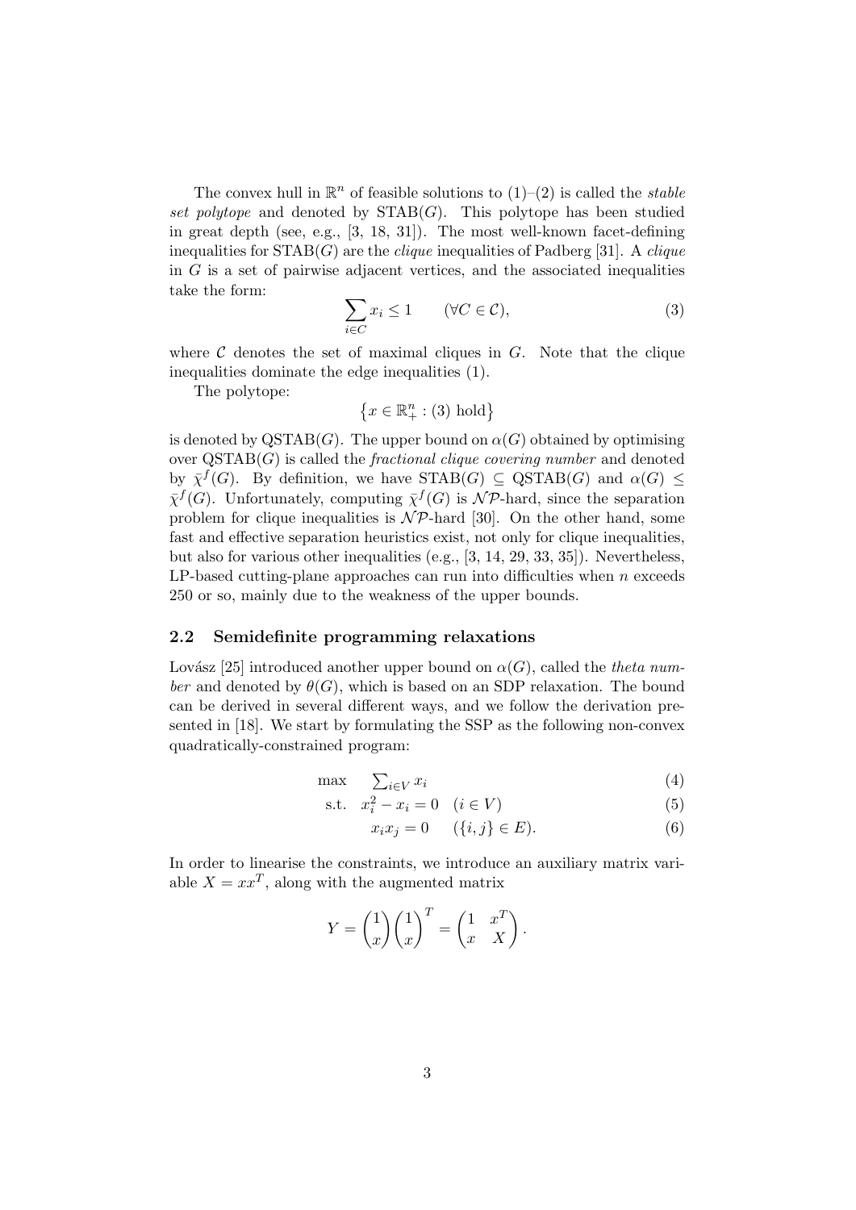The convex hull in $\mathbb{R}^n$ of feasible solutions to (1)–(2) is called the *stable set polytope* and denoted by $\text{STAB}(G)$. This polytope has been studied in great depth (see, e.g., [3, 18, 31]). The most well-known facet-defining inequalities for $\text{STAB}(G)$ are the *clique* inequalities of Padberg [31]. A *clique* in $G$ is a set of pairwise adjacent vertices, and the associated inequalities take the form:

$$\sum_{i \in C} x_i \leq 1 \qquad (\forall C \in \mathcal{C}), \tag{3}$$

where $\mathcal{C}$ denotes the set of maximal cliques in $G$. Note that the clique inequalities dominate the edge inequalities (1).

The polytope:

$$\left\{x \in \mathbb{R}^n_+ : (3) \text{ hold}\right\}$$

is denoted by $\text{QSTAB}(G)$. The upper bound on $\alpha(G)$ obtained by optimising over $\text{QSTAB}(G)$ is called the *fractional clique covering number* and denoted by $\bar{\chi}^f(G)$. By definition, we have $\text{STAB}(G) \subseteq \text{QSTAB}(G)$ and $\alpha(G) \leq \bar{\chi}^f(G)$. Unfortunately, computing $\bar{\chi}^f(G)$ is $\mathcal{NP}$-hard, since the separation problem for clique inequalities is $\mathcal{NP}$-hard [30]. On the other hand, some fast and effective separation heuristics exist, not only for clique inequalities, but also for various other inequalities (e.g., [3, 14, 29, 33, 35]). Nevertheless, LP-based cutting-plane approaches can run into difficulties when $n$ exceeds 250 or so, mainly due to the weakness of the upper bounds.

### 2.2 Semidefinite programming relaxations

Lovász [25] introduced another upper bound on $\alpha(G)$, called the *theta number* and denoted by $\theta(G)$, which is based on an SDP relaxation. The bound can be derived in several different ways, and we follow the derivation presented in [18]. We start by formulating the SSP as the following non-convex quadratically-constrained program:

$$\max \quad \textstyle\sum_{i \in V} x_i \tag{4}$$

$$\text{s.t.} \quad x_i^2 - x_i = 0 \quad (i \in V) \tag{5}$$

$$x_i x_j = 0 \quad (\{i,j\} \in E). \tag{6}$$

In order to linearise the constraints, we introduce an auxiliary matrix variable $X = xx^T$, along with the augmented matrix

$$Y = \begin{pmatrix} 1 \\ x \end{pmatrix} \begin{pmatrix} 1 \\ x \end{pmatrix}^T = \begin{pmatrix} 1 & x^T \\ x & X \end{pmatrix}.$$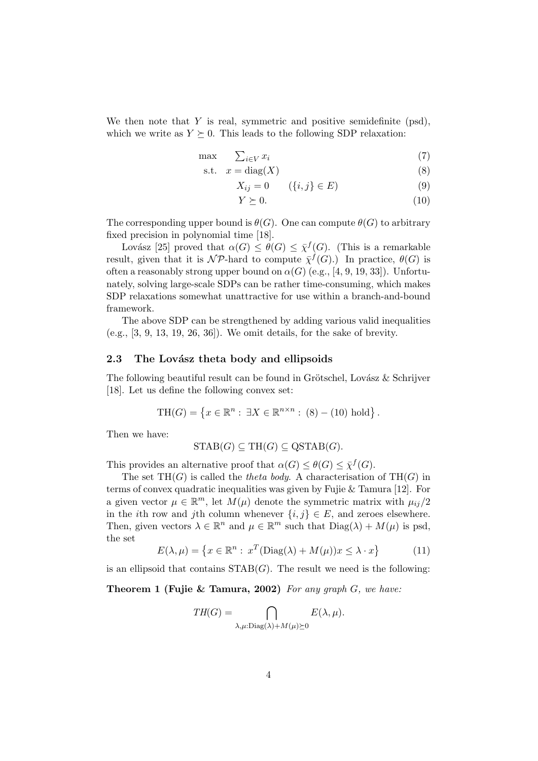We then note that $Y$ is real, symmetric and positive semidefinite (psd), which we write as $Y \succeq 0$. This leads to the following SDP relaxation:

$$
\begin{aligned}
\max \quad & \textstyle\sum_{i \in V} x_i && (7)\\
\text{s.t.} \quad & x = \text{diag}(X) && (8)\\
& X_{ij} = 0 \qquad (\{i,j\} \in E) && (9)\\
& Y \succeq 0. && (10)
\end{aligned}
$$

The corresponding upper bound is $\theta(G)$. One can compute $\theta(G)$ to arbitrary fixed precision in polynomial time [18].

Lovász [25] proved that $\alpha(G) \leq \theta(G) \leq \bar{\chi}^f(G)$. (This is a remarkable result, given that it is $\mathcal{NP}$-hard to compute $\bar{\chi}^f(G)$.) In practice, $\theta(G)$ is often a reasonably strong upper bound on $\alpha(G)$ (e.g., [4, 9, 19, 33]). Unfortunately, solving large-scale SDPs can be rather time-consuming, which makes SDP relaxations somewhat unattractive for use within a branch-and-bound framework.

The above SDP can be strengthened by adding various valid inequalities (e.g., [3, 9, 13, 19, 26, 36]). We omit details, for the sake of brevity.

### 2.3 The Lovász theta body and ellipsoids

The following beautiful result can be found in Grötschel, Lovász & Schrijver [18]. Let us define the following convex set:

$$\text{TH}(G) = \left\{ x \in \mathbb{R}^n : \exists X \in \mathbb{R}^{n \times n} : (8) - (10) \text{ hold} \right\}.$$

Then we have:

$$\text{STAB}(G) \subseteq \text{TH}(G) \subseteq \text{QSTAB}(G).$$

This provides an alternative proof that $\alpha(G) \leq \theta(G) \leq \bar{\chi}^f(G)$.

The set $\text{TH}(G)$ is called the *theta body*. A characterisation of $\text{TH}(G)$ in terms of convex quadratic inequalities was given by Fujie & Tamura [12]. For a given vector $\mu \in \mathbb{R}^m$, let $M(\mu)$ denote the symmetric matrix with $\mu_{ij}/2$ in the $i$th row and $j$th column whenever $\{i,j\} \in E$, and zeroes elsewhere. Then, given vectors $\lambda \in \mathbb{R}^n$ and $\mu \in \mathbb{R}^m$ such that $\text{Diag}(\lambda) + M(\mu)$ is psd, the set

$$E(\lambda, \mu) = \left\{ x \in \mathbb{R}^n : x^T(\text{Diag}(\lambda) + M(\mu))x \leq \lambda \cdot x \right\} \tag{11}$$

is an ellipsoid that contains $\text{STAB}(G)$. The result we need is the following:

**Theorem 1 (Fujie & Tamura, 2002)** *For any graph $G$, we have:*

$$TH(G) = \bigcap_{\lambda, \mu : \text{Diag}(\lambda) + M(\mu) \succeq 0} E(\lambda, \mu).$$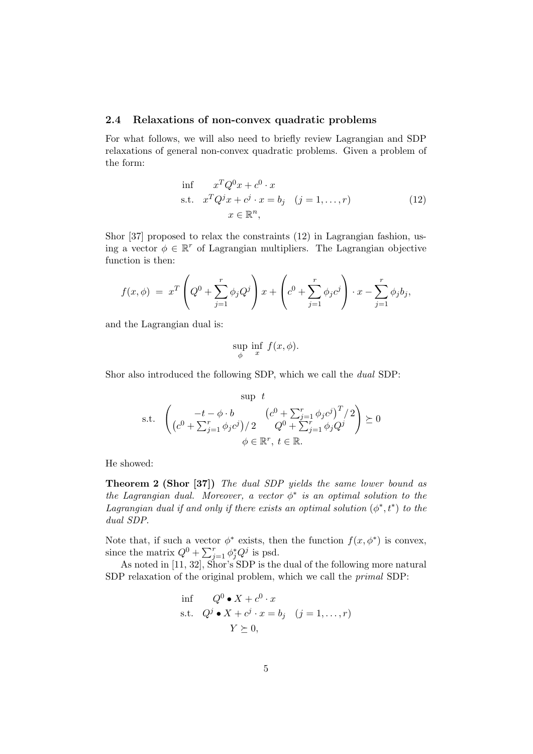### 2.4 Relaxations of non-convex quadratic problems

For what follows, we will also need to briefly review Lagrangian and SDP relaxations of general non-convex quadratic problems. Given a problem of the form:

$$
\begin{aligned}
\inf \quad & x^T Q^0 x + c^0 \cdot x \\
\text{s.t.} \quad & x^T Q^j x + c^j \cdot x = b_j \quad (j = 1, \ldots, r) \\
& x \in \mathbb{R}^n,
\end{aligned}
\tag{12}
$$

Shor [37] proposed to relax the constraints (12) in Lagrangian fashion, using a vector $\phi \in \mathbb{R}^r$ of Lagrangian multipliers. The Lagrangian objective function is then:

$$
f(x, \phi) \; = \; x^T \left( Q^0 + \sum_{j=1}^{r} \phi_j Q^j \right) x + \left( c^0 + \sum_{j=1}^{r} \phi_j c^j \right) \cdot x - \sum_{j=1}^{r} \phi_j b_j,
$$

and the Lagrangian dual is:

$$
\sup_{\phi} \inf_{x} f(x, \phi).
$$

Shor also introduced the following SDP, which we call the *dual* SDP:

$$
\begin{aligned}
& \sup \; t \\
\text{s.t.} \quad & \begin{pmatrix} -t - \phi \cdot b & \left(c^0 + \sum_{j=1}^{r} \phi_j c^j\right)^T / 2 \\ \left(c^0 + \sum_{j=1}^{r} \phi_j c^j\right) / 2 & Q^0 + \sum_{j=1}^{r} \phi_j Q^j \end{pmatrix} \succeq 0 \\
& \phi \in \mathbb{R}^r, \; t \in \mathbb{R}.
\end{aligned}
$$

He showed:

**Theorem 2 (Shor [37])** *The dual SDP yields the same lower bound as the Lagrangian dual. Moreover, a vector $\phi^*$ is an optimal solution to the Lagrangian dual if and only if there exists an optimal solution $(\phi^*, t^*)$ to the dual SDP.*

Note that, if such a vector $\phi^*$ exists, then the function $f(x, \phi^*)$ is convex, since the matrix $Q^0 + \sum_{j=1}^{r} \phi_j^* Q^j$ is psd.

As noted in [11, 32], Shor's SDP is the dual of the following more natural SDP relaxation of the original problem, which we call the *primal* SDP:

$$
\begin{aligned}
\inf \quad & Q^0 \bullet X + c^0 \cdot x \\
\text{s.t.} \quad & Q^j \bullet X + c^j \cdot x = b_j \quad (j = 1, \ldots, r) \\
& Y \succeq 0,
\end{aligned}
$$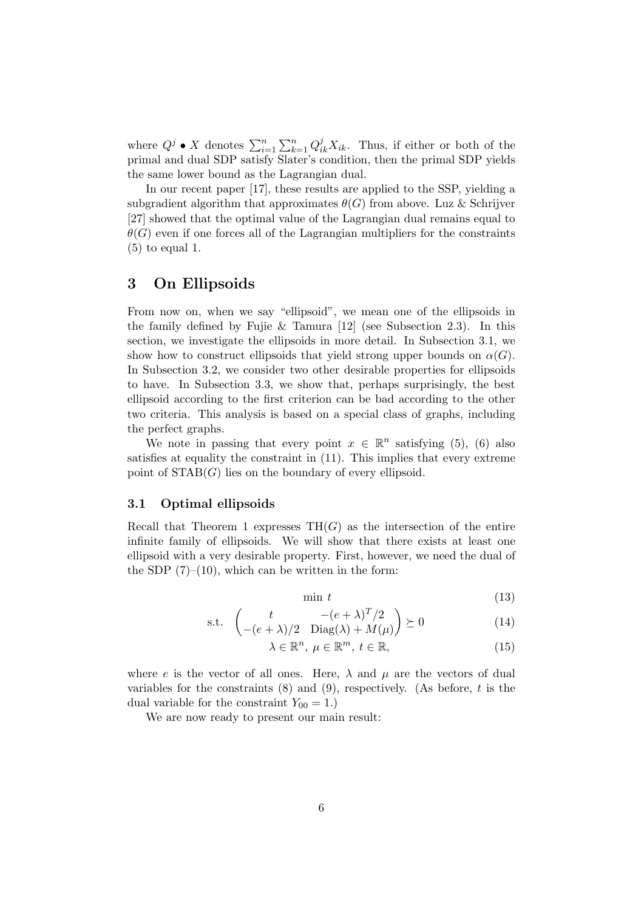where $Q^j \bullet X$ denotes $\sum_{i=1}^n \sum_{k=1}^n Q^j_{ik} X_{ik}$. Thus, if either or both of the primal and dual SDP satisfy Slater's condition, then the primal SDP yields the same lower bound as the Lagrangian dual.

In our recent paper [17], these results are applied to the SSP, yielding a subgradient algorithm that approximates $\theta(G)$ from above. Luz & Schrijver [27] showed that the optimal value of the Lagrangian dual remains equal to $\theta(G)$ even if one forces all of the Lagrangian multipliers for the constraints (5) to equal 1.

## 3 On Ellipsoids

From now on, when we say "ellipsoid", we mean one of the ellipsoids in the family defined by Fujie & Tamura [12] (see Subsection 2.3). In this section, we investigate the ellipsoids in more detail. In Subsection 3.1, we show how to construct ellipsoids that yield strong upper bounds on $\alpha(G)$. In Subsection 3.2, we consider two other desirable properties for ellipsoids to have. In Subsection 3.3, we show that, perhaps surprisingly, the best ellipsoid according to the first criterion can be bad according to the other two criteria. This analysis is based on a special class of graphs, including the perfect graphs.

We note in passing that every point $x \in \mathbb{R}^n$ satisfying (5), (6) also satisfies at equality the constraint in (11). This implies that every extreme point of $\text{STAB}(G)$ lies on the boundary of every ellipsoid.

### 3.1 Optimal ellipsoids

Recall that Theorem 1 expresses $\text{TH}(G)$ as the intersection of the entire infinite family of ellipsoids. We will show that there exists at least one ellipsoid with a very desirable property. First, however, we need the dual of the SDP (7)–(10), which can be written in the form:

$$\min \; t \tag{13}$$

$$\text{s.t.} \quad \begin{pmatrix} t & -(e+\lambda)^T/2 \\ -(e+\lambda)/2 & \text{Diag}(\lambda) + M(\mu) \end{pmatrix} \succeq 0 \tag{14}$$

$$\lambda \in \mathbb{R}^n, \; \mu \in \mathbb{R}^m, \; t \in \mathbb{R}, \tag{15}$$

where $e$ is the vector of all ones. Here, $\lambda$ and $\mu$ are the vectors of dual variables for the constraints (8) and (9), respectively. (As before, $t$ is the dual variable for the constraint $Y_{00} = 1$.)

We are now ready to present our main result: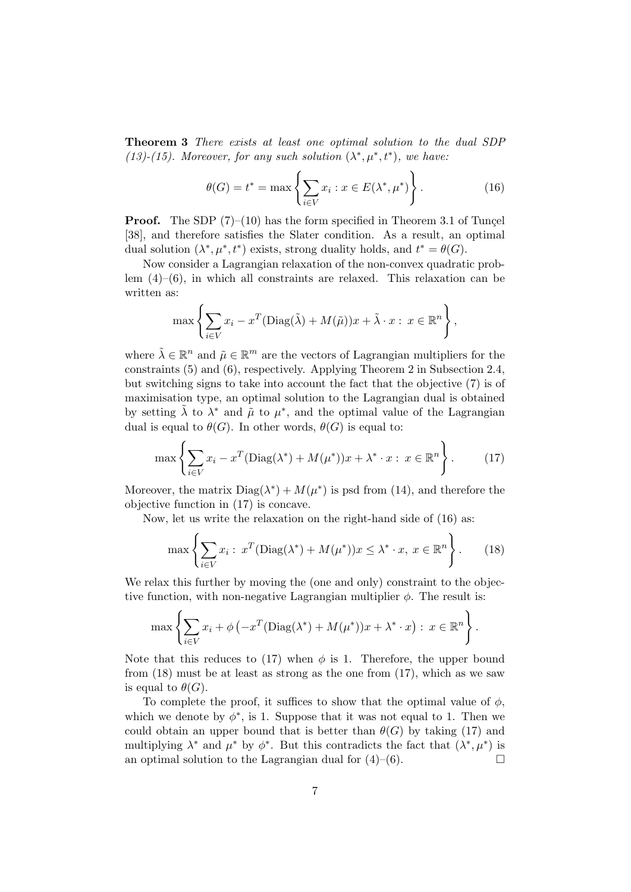**Theorem 3** *There exists at least one optimal solution to the dual SDP (13)-(15). Moreover, for any such solution $(\lambda^*, \mu^*, t^*)$, we have:*

$$\theta(G) = t^* = \max \left\{ \sum_{i \in V} x_i : x \in E(\lambda^*, \mu^*) \right\}. \tag{16}$$

**Proof.** The SDP (7)–(10) has the form specified in Theorem 3.1 of Tunçel [38], and therefore satisfies the Slater condition. As a result, an optimal dual solution $(\lambda^*, \mu^*, t^*)$ exists, strong duality holds, and $t^* = \theta(G)$.

Now consider a Lagrangian relaxation of the non-convex quadratic problem (4)–(6), in which all constraints are relaxed. This relaxation can be written as:

$$\max \left\{ \sum_{i \in V} x_i - x^T (\mathrm{Diag}(\tilde{\lambda}) + M(\tilde{\mu}))x + \tilde{\lambda} \cdot x : \ x \in \mathbb{R}^n \right\},$$

where $\tilde{\lambda} \in \mathbb{R}^n$ and $\tilde{\mu} \in \mathbb{R}^m$ are the vectors of Lagrangian multipliers for the constraints (5) and (6), respectively. Applying Theorem 2 in Subsection 2.4, but switching signs to take into account the fact that the objective (7) is of maximisation type, an optimal solution to the Lagrangian dual is obtained by setting $\tilde{\lambda}$ to $\lambda^*$ and $\tilde{\mu}$ to $\mu^*$, and the optimal value of the Lagrangian dual is equal to $\theta(G)$. In other words, $\theta(G)$ is equal to:

$$\max \left\{ \sum_{i \in V} x_i - x^T (\mathrm{Diag}(\lambda^*) + M(\mu^*))x + \lambda^* \cdot x : \ x \in \mathbb{R}^n \right\}. \tag{17}$$

Moreover, the matrix $\mathrm{Diag}(\lambda^*) + M(\mu^*)$ is psd from (14), and therefore the objective function in (17) is concave.

Now, let us write the relaxation on the right-hand side of (16) as:

$$\max \left\{ \sum_{i \in V} x_i : \ x^T (\mathrm{Diag}(\lambda^*) + M(\mu^*))x \leq \lambda^* \cdot x, \ x \in \mathbb{R}^n \right\}. \tag{18}$$

We relax this further by moving the (one and only) constraint to the objective function, with non-negative Lagrangian multiplier $\phi$. The result is:

$$\max \left\{ \sum_{i \in V} x_i + \phi \left( -x^T (\mathrm{Diag}(\lambda^*) + M(\mu^*))x + \lambda^* \cdot x \right) : \ x \in \mathbb{R}^n \right\}.$$

Note that this reduces to (17) when $\phi$ is 1. Therefore, the upper bound from (18) must be at least as strong as the one from (17), which as we saw is equal to $\theta(G)$.

To complete the proof, it suffices to show that the optimal value of $\phi$, which we denote by $\phi^*$, is 1. Suppose that it was not equal to 1. Then we could obtain an upper bound that is better than $\theta(G)$ by taking (17) and multiplying $\lambda^*$ and $\mu^*$ by $\phi^*$. But this contradicts the fact that $(\lambda^*, \mu^*)$ is an optimal solution to the Lagrangian dual for (4)–(6). □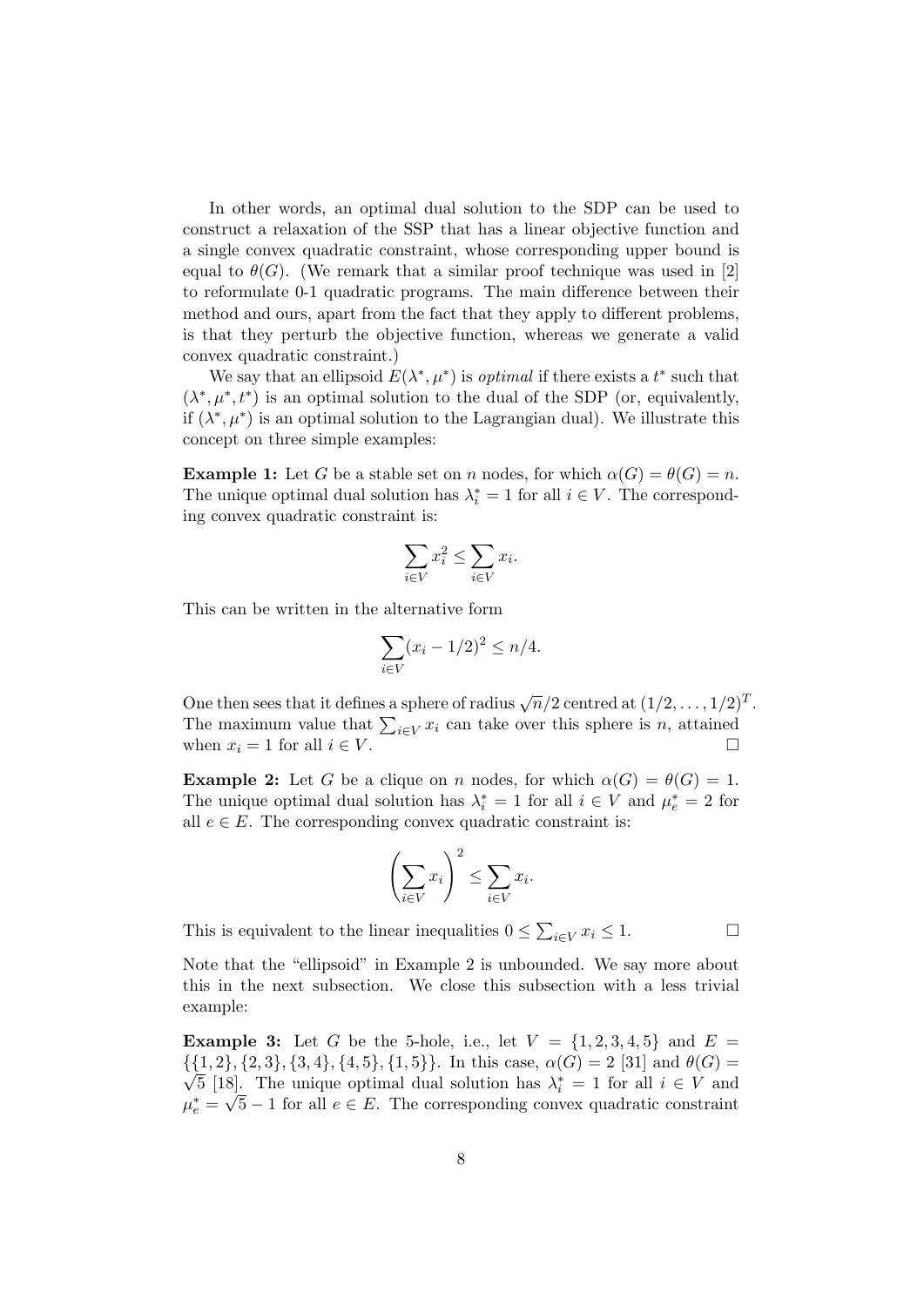In other words, an optimal dual solution to the SDP can be used to construct a relaxation of the SSP that has a linear objective function and a single convex quadratic constraint, whose corresponding upper bound is equal to $\theta(G)$. (We remark that a similar proof technique was used in [2] to reformulate 0-1 quadratic programs. The main difference between their method and ours, apart from the fact that they apply to different problems, is that they perturb the objective function, whereas we generate a valid convex quadratic constraint.)

We say that an ellipsoid $E(\lambda^*, \mu^*)$ is *optimal* if there exists a $t^*$ such that $(\lambda^*, \mu^*, t^*)$ is an optimal solution to the dual of the SDP (or, equivalently, if $(\lambda^*, \mu^*)$ is an optimal solution to the Lagrangian dual). We illustrate this concept on three simple examples:

**Example 1:** Let $G$ be a stable set on $n$ nodes, for which $\alpha(G) = \theta(G) = n$. The unique optimal dual solution has $\lambda_i^* = 1$ for all $i \in V$. The corresponding convex quadratic constraint is:

$$\sum_{i \in V} x_i^2 \leq \sum_{i \in V} x_i.$$

This can be written in the alternative form

$$\sum_{i \in V} (x_i - 1/2)^2 \leq n/4.$$

One then sees that it defines a sphere of radius $\sqrt{n}/2$ centred at $(1/2, \ldots, 1/2)^T$. The maximum value that $\sum_{i \in V} x_i$ can take over this sphere is $n$, attained when $x_i = 1$ for all $i \in V$. □

**Example 2:** Let $G$ be a clique on $n$ nodes, for which $\alpha(G) = \theta(G) = 1$. The unique optimal dual solution has $\lambda_i^* = 1$ for all $i \in V$ and $\mu_e^* = 2$ for all $e \in E$. The corresponding convex quadratic constraint is:

$$\left( \sum_{i \in V} x_i \right)^2 \leq \sum_{i \in V} x_i.$$

This is equivalent to the linear inequalities $0 \leq \sum_{i \in V} x_i \leq 1$. □

Note that the "ellipsoid" in Example 2 is unbounded. We say more about this in the next subsection. We close this subsection with a less trivial example:

**Example 3:** Let $G$ be the 5-hole, i.e., let $V = \{1, 2, 3, 4, 5\}$ and $E = \{\{1, 2\}, \{2, 3\}, \{3, 4\}, \{4, 5\}, \{1, 5\}\}$. In this case, $\alpha(G) = 2$ [31] and $\theta(G) = \sqrt{5}$ [18]. The unique optimal dual solution has $\lambda_i^* = 1$ for all $i \in V$ and $\mu_e^* = \sqrt{5} - 1$ for all $e \in E$. The corresponding convex quadratic constraint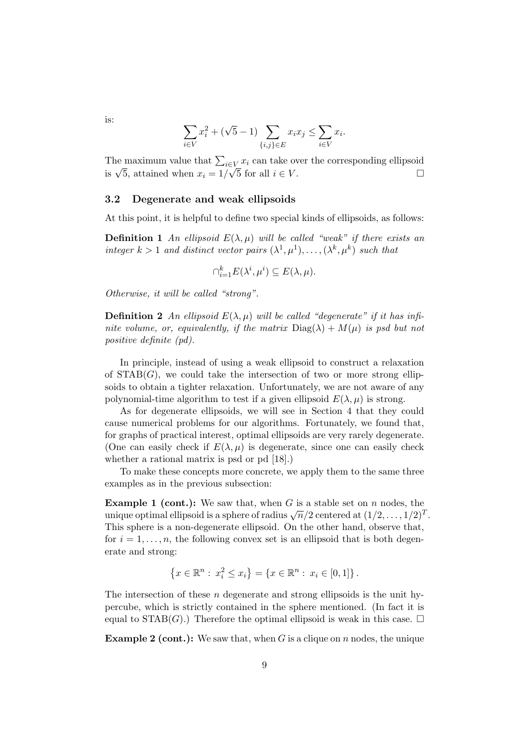is:

$$\sum_{i \in V} x_i^2 + (\sqrt{5} - 1) \sum_{\{i,j\} \in E} x_i x_j \le \sum_{i \in V} x_i.$$

The maximum value that $\sum_{i \in V} x_i$ can take over the corresponding ellipsoid is $\sqrt{5}$, attained when $x_i = 1/\sqrt{5}$ for all $i \in V$. □

### 3.2 Degenerate and weak ellipsoids

At this point, it is helpful to define two special kinds of ellipsoids, as follows:

**Definition 1** *An ellipsoid $E(\lambda, \mu)$ will be called "weak" if there exists an integer $k > 1$ and distinct vector pairs $(\lambda^1, \mu^1), \ldots, (\lambda^k, \mu^k)$ such that*

$$\cap_{i=1}^{k} E(\lambda^i, \mu^i) \subseteq E(\lambda, \mu).$$

*Otherwise, it will be called "strong".*

**Definition 2** *An ellipsoid $E(\lambda, \mu)$ will be called "degenerate" if it has infinite volume, or, equivalently, if the matrix $\mathrm{Diag}(\lambda) + M(\mu)$ is psd but not positive definite (pd).*

In principle, instead of using a weak ellipsoid to construct a relaxation of $\mathrm{STAB}(G)$, we could take the intersection of two or more strong ellipsoids to obtain a tighter relaxation. Unfortunately, we are not aware of any polynomial-time algorithm to test if a given ellipsoid $E(\lambda, \mu)$ is strong.

As for degenerate ellipsoids, we will see in Section 4 that they could cause numerical problems for our algorithms. Fortunately, we found that, for graphs of practical interest, optimal ellipsoids are very rarely degenerate. (One can easily check if $E(\lambda, \mu)$ is degenerate, since one can easily check whether a rational matrix is psd or pd [18].)

To make these concepts more concrete, we apply them to the same three examples as in the previous subsection:

**Example 1 (cont.):** We saw that, when $G$ is a stable set on $n$ nodes, the unique optimal ellipsoid is a sphere of radius $\sqrt{n}/2$ centered at $(1/2, \ldots, 1/2)^T$. This sphere is a non-degenerate ellipsoid. On the other hand, observe that, for $i = 1, \ldots, n$, the following convex set is an ellipsoid that is both degenerate and strong:

$$\left\{ x \in \mathbb{R}^n : \, x_i^2 \le x_i \right\} = \left\{ x \in \mathbb{R}^n : \, x_i \in [0, 1] \right\}.$$

The intersection of these $n$ degenerate and strong ellipsoids is the unit hypercube, which is strictly contained in the sphere mentioned. (In fact it is equal to $\mathrm{STAB}(G)$.) Therefore the optimal ellipsoid is weak in this case. □

**Example 2 (cont.):** We saw that, when $G$ is a clique on $n$ nodes, the unique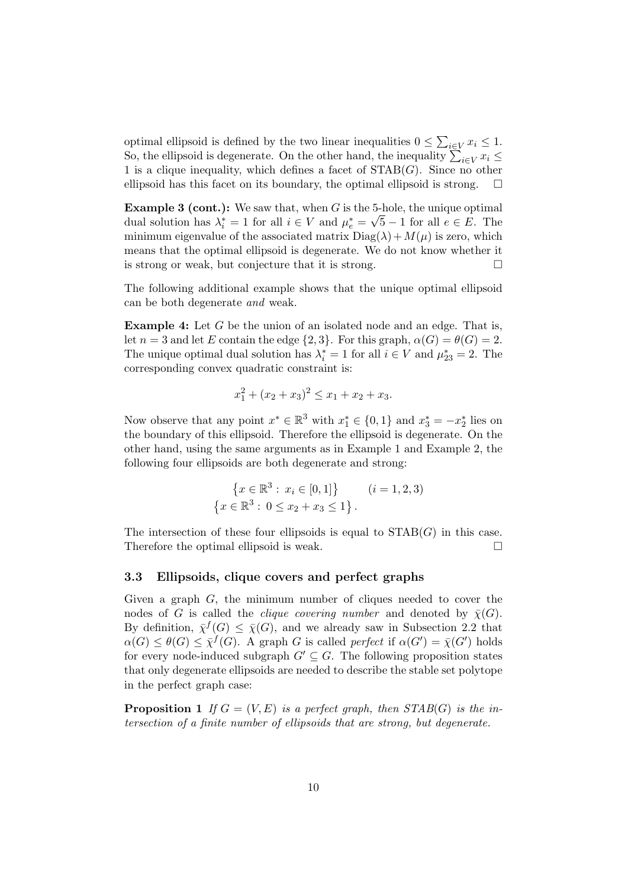optimal ellipsoid is defined by the two linear inequalities $0 \leq \sum_{i \in V} x_i \leq 1$. So, the ellipsoid is degenerate. On the other hand, the inequality $\sum_{i \in V} x_i \leq 1$ is a clique inequality, which defines a facet of STAB($G$). Since no other ellipsoid has this facet on its boundary, the optimal ellipsoid is strong. $\square$

**Example 3 (cont.):** We saw that, when $G$ is the 5-hole, the unique optimal dual solution has $\lambda^*_i = 1$ for all $i \in V$ and $\mu^*_e = \sqrt{5} - 1$ for all $e \in E$. The minimum eigenvalue of the associated matrix $\text{Diag}(\lambda) + M(\mu)$ is zero, which means that the optimal ellipsoid is degenerate. We do not know whether it is strong or weak, but conjecture that it is strong. $\square$

The following additional example shows that the unique optimal ellipsoid can be both degenerate *and* weak.

**Example 4:** Let $G$ be the union of an isolated node and an edge. That is, let $n = 3$ and let $E$ contain the edge $\{2, 3\}$. For this graph, $\alpha(G) = \theta(G) = 2$. The unique optimal dual solution has $\lambda^*_i = 1$ for all $i \in V$ and $\mu^*_{23} = 2$. The corresponding convex quadratic constraint is:

$$x_1^2 + (x_2 + x_3)^2 \leq x_1 + x_2 + x_3.$$

Now observe that any point $x^* \in \mathbb{R}^3$ with $x^*_1 \in \{0, 1\}$ and $x^*_3 = -x^*_2$ lies on the boundary of this ellipsoid. Therefore the ellipsoid is degenerate. On the other hand, using the same arguments as in Example 1 and Example 2, the following four ellipsoids are both degenerate and strong:

$$\begin{gathered} \left\{x \in \mathbb{R}^3 : \; x_i \in [0, 1]\right\} \qquad (i = 1, 2, 3) \\ \left\{x \in \mathbb{R}^3 : \; 0 \leq x_2 + x_3 \leq 1\right\}. \end{gathered}$$

The intersection of these four ellipsoids is equal to STAB($G$) in this case. Therefore the optimal ellipsoid is weak. $\square$

### 3.3 Ellipsoids, clique covers and perfect graphs

Given a graph $G$, the minimum number of cliques needed to cover the nodes of $G$ is called the *clique covering number* and denoted by $\bar{\chi}(G)$. By definition, $\bar{\chi}^f(G) \leq \bar{\chi}(G)$, and we already saw in Subsection 2.2 that $\alpha(G) \leq \theta(G) \leq \bar{\chi}^f(G)$. A graph $G$ is called *perfect* if $\alpha(G') = \bar{\chi}(G')$ holds for every node-induced subgraph $G' \subseteq G$. The following proposition states that only degenerate ellipsoids are needed to describe the stable set polytope in the perfect graph case:

**Proposition 1** *If $G = (V, E)$ is a perfect graph, then STAB($G$) is the intersection of a finite number of ellipsoids that are strong, but degenerate.*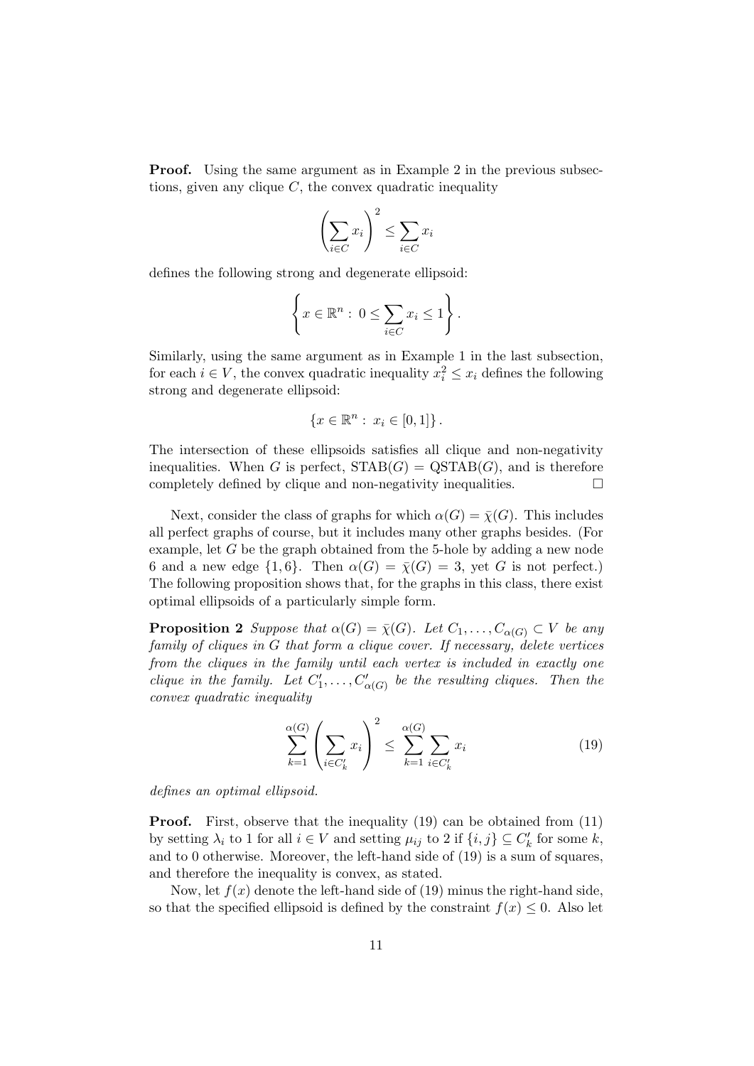**Proof.** Using the same argument as in Example 2 in the previous subsections, given any clique $C$, the convex quadratic inequality

$$\left(\sum_{i\in C} x_i\right)^2 \leq \sum_{i\in C} x_i$$

defines the following strong and degenerate ellipsoid:

$$\left\{x \in \mathbb{R}^n : \ 0 \leq \sum_{i\in C} x_i \leq 1\right\}.$$

Similarly, using the same argument as in Example 1 in the last subsection, for each $i \in V$, the convex quadratic inequality $x_i^2 \leq x_i$ defines the following strong and degenerate ellipsoid:

$$\{x \in \mathbb{R}^n : \ x_i \in [0,1]\}.$$

The intersection of these ellipsoids satisfies all clique and non-negativity inequalities. When $G$ is perfect, $\text{STAB}(G) = \text{QSTAB}(G)$, and is therefore completely defined by clique and non-negativity inequalities. □

Next, consider the class of graphs for which $\alpha(G) = \bar{\chi}(G)$. This includes all perfect graphs of course, but it includes many other graphs besides. (For example, let $G$ be the graph obtained from the 5-hole by adding a new node 6 and a new edge $\{1,6\}$. Then $\alpha(G) = \bar{\chi}(G) = 3$, yet $G$ is not perfect.) The following proposition shows that, for the graphs in this class, there exist optimal ellipsoids of a particularly simple form.

**Proposition 2** *Suppose that $\alpha(G) = \bar{\chi}(G)$. Let $C_1, \ldots, C_{\alpha(G)} \subset V$ be any family of cliques in $G$ that form a clique cover. If necessary, delete vertices from the cliques in the family until each vertex is included in exactly one clique in the family. Let $C'_1, \ldots, C'_{\alpha(G)}$ be the resulting cliques. Then the convex quadratic inequality*

$$\sum_{k=1}^{\alpha(G)} \left(\sum_{i\in C'_k} x_i\right)^2 \leq \sum_{k=1}^{\alpha(G)} \sum_{i\in C'_k} x_i \tag{19}$$

*defines an optimal ellipsoid.*

**Proof.** First, observe that the inequality (19) can be obtained from (11) by setting $\lambda_i$ to 1 for all $i \in V$ and setting $\mu_{ij}$ to 2 if $\{i,j\} \subseteq C'_k$ for some $k$, and to 0 otherwise. Moreover, the left-hand side of (19) is a sum of squares, and therefore the inequality is convex, as stated.

Now, let $f(x)$ denote the left-hand side of (19) minus the right-hand side, so that the specified ellipsoid is defined by the constraint $f(x) \leq 0$. Also let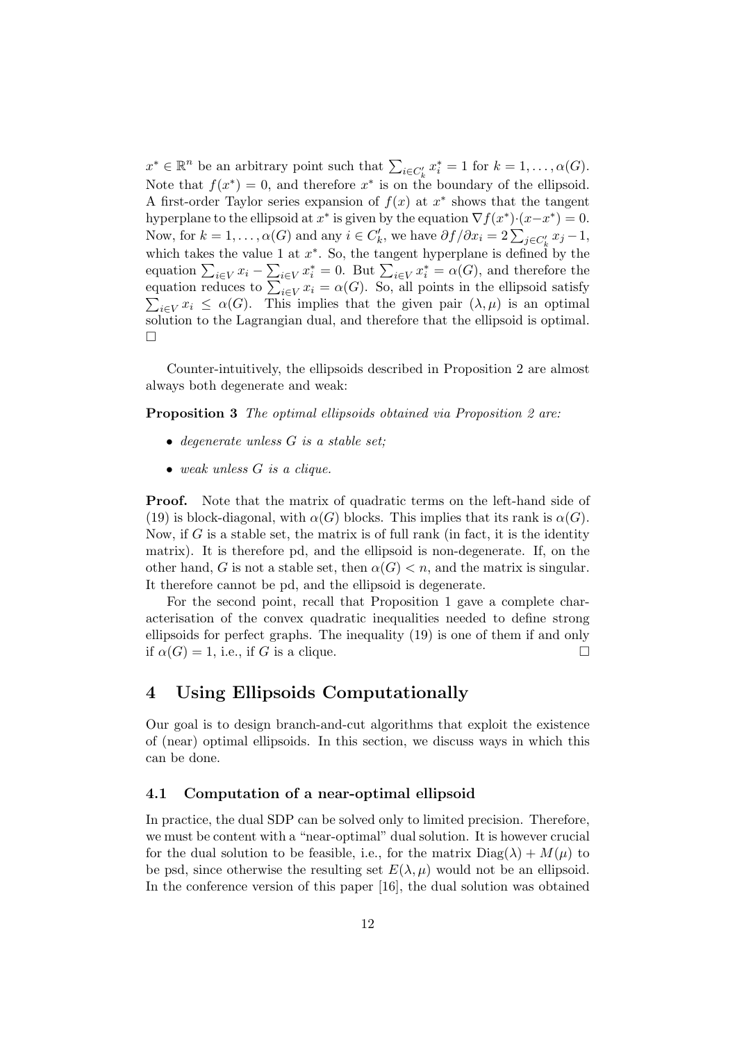$x^* \in \mathbb{R}^n$ be an arbitrary point such that $\sum_{i \in C'_k} x^*_i = 1$ for $k = 1, \ldots, \alpha(G)$. Note that $f(x^*) = 0$, and therefore $x^*$ is on the boundary of the ellipsoid. A first-order Taylor series expansion of $f(x)$ at $x^*$ shows that the tangent hyperplane to the ellipsoid at $x^*$ is given by the equation $\nabla f(x^*) \cdot (x - x^*) = 0$. Now, for $k = 1, \ldots, \alpha(G)$ and any $i \in C'_k$, we have $\partial f / \partial x_i = 2 \sum_{j \in C'_k} x_j - 1$, which takes the value 1 at $x^*$. So, the tangent hyperplane is defined by the equation $\sum_{i \in V} x_i - \sum_{i \in V} x^*_i = 0$. But $\sum_{i \in V} x^*_i = \alpha(G)$, and therefore the equation reduces to $\sum_{i \in V} x_i = \alpha(G)$. So, all points in the ellipsoid satisfy $\sum_{i \in V} x_i \leq \alpha(G)$. This implies that the given pair $(\lambda, \mu)$ is an optimal solution to the Lagrangian dual, and therefore that the ellipsoid is optimal. □

Counter-intuitively, the ellipsoids described in Proposition 2 are almost always both degenerate and weak:

**Proposition 3** *The optimal ellipsoids obtained via Proposition 2 are:*

- *degenerate unless $G$ is a stable set;*
- *weak unless $G$ is a clique.*

**Proof.** Note that the matrix of quadratic terms on the left-hand side of (19) is block-diagonal, with $\alpha(G)$ blocks. This implies that its rank is $\alpha(G)$. Now, if $G$ is a stable set, the matrix is of full rank (in fact, it is the identity matrix). It is therefore pd, and the ellipsoid is non-degenerate. If, on the other hand, $G$ is not a stable set, then $\alpha(G) < n$, and the matrix is singular. It therefore cannot be pd, and the ellipsoid is degenerate.

For the second point, recall that Proposition 1 gave a complete characterisation of the convex quadratic inequalities needed to define strong ellipsoids for perfect graphs. The inequality (19) is one of them if and only if $\alpha(G) = 1$, i.e., if $G$ is a clique. □

## 4 Using Ellipsoids Computationally

Our goal is to design branch-and-cut algorithms that exploit the existence of (near) optimal ellipsoids. In this section, we discuss ways in which this can be done.

### 4.1 Computation of a near-optimal ellipsoid

In practice, the dual SDP can be solved only to limited precision. Therefore, we must be content with a "near-optimal" dual solution. It is however crucial for the dual solution to be feasible, i.e., for the matrix $\text{Diag}(\lambda) + M(\mu)$ to be psd, since otherwise the resulting set $E(\lambda, \mu)$ would not be an ellipsoid. In the conference version of this paper [16], the dual solution was obtained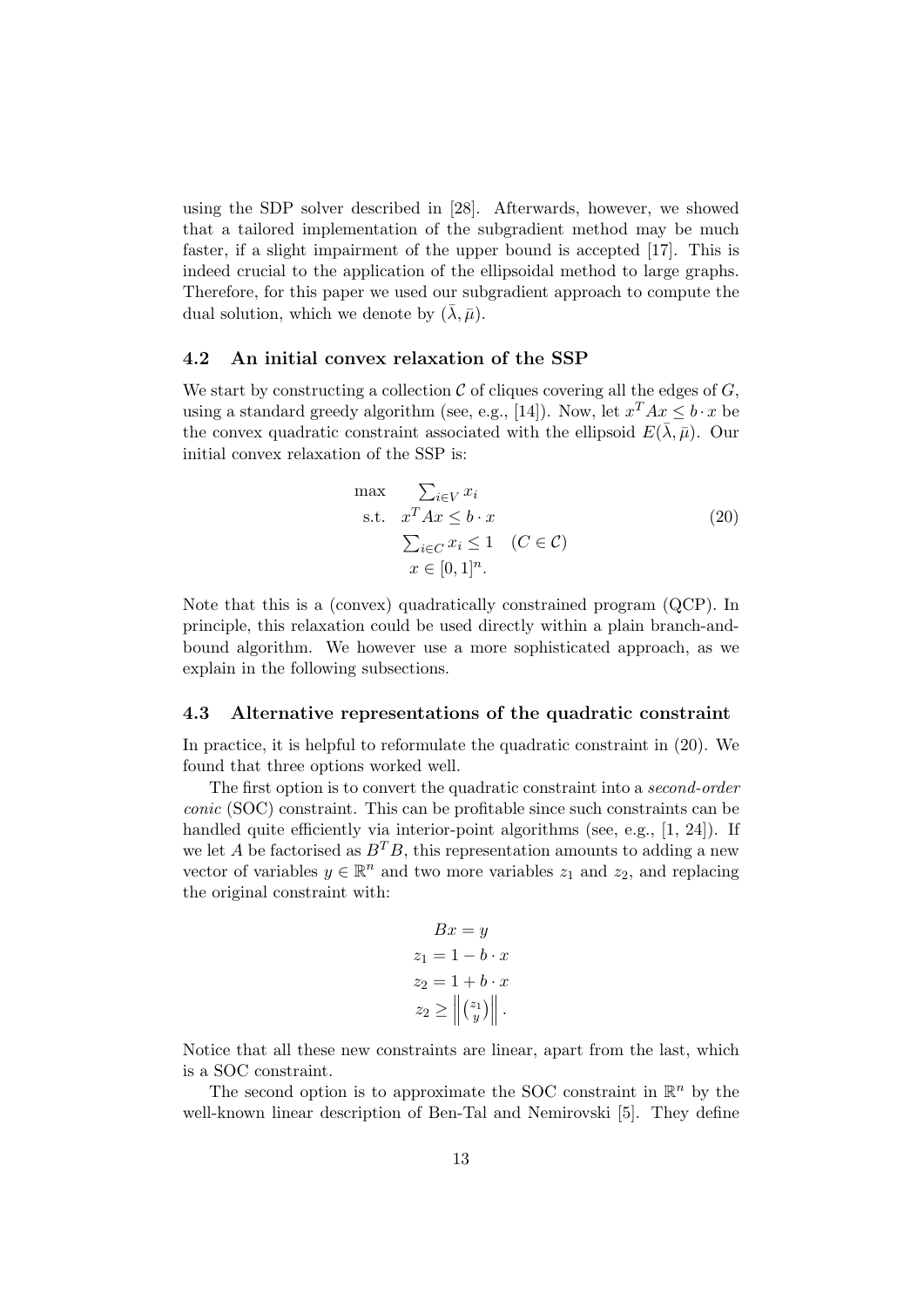using the SDP solver described in [28]. Afterwards, however, we showed that a tailored implementation of the subgradient method may be much faster, if a slight impairment of the upper bound is accepted [17]. This is indeed crucial to the application of the ellipsoidal method to large graphs. Therefore, for this paper we used our subgradient approach to compute the dual solution, which we denote by $(\bar{\lambda}, \bar{\mu})$.

### 4.2 An initial convex relaxation of the SSP

We start by constructing a collection $\mathcal{C}$ of cliques covering all the edges of $G$, using a standard greedy algorithm (see, e.g., [14]). Now, let $x^T A x \leq b \cdot x$ be the convex quadratic constraint associated with the ellipsoid $E(\bar{\lambda}, \bar{\mu})$. Our initial convex relaxation of the SSP is:

$$
\begin{aligned}
\max \quad & \textstyle\sum_{i \in V} x_i \\
\text{s.t.} \quad & x^T A x \leq b \cdot x \\
& \textstyle\sum_{i \in C} x_i \leq 1 \quad (C \in \mathcal{C}) \\
& x \in [0,1]^n.
\end{aligned}
\tag{20}
$$

Note that this is a (convex) quadratically constrained program (QCP). In principle, this relaxation could be used directly within a plain branch-and-bound algorithm. We however use a more sophisticated approach, as we explain in the following subsections.

### 4.3 Alternative representations of the quadratic constraint

In practice, it is helpful to reformulate the quadratic constraint in (20). We found that three options worked well.

The first option is to convert the quadratic constraint into a *second-order conic* (SOC) constraint. This can be profitable since such constraints can be handled quite efficiently via interior-point algorithms (see, e.g., [1, 24]). If we let $A$ be factorised as $B^T B$, this representation amounts to adding a new vector of variables $y \in \mathbb{R}^n$ and two more variables $z_1$ and $z_2$, and replacing the original constraint with:

$$
\begin{aligned}
Bx &= y \\
z_1 &= 1 - b \cdot x \\
z_2 &= 1 + b \cdot x \\
z_2 &\geq \left\| \binom{z_1}{y} \right\|.
\end{aligned}
$$

Notice that all these new constraints are linear, apart from the last, which is a SOC constraint.

The second option is to approximate the SOC constraint in $\mathbb{R}^n$ by the well-known linear description of Ben-Tal and Nemirovski [5]. They define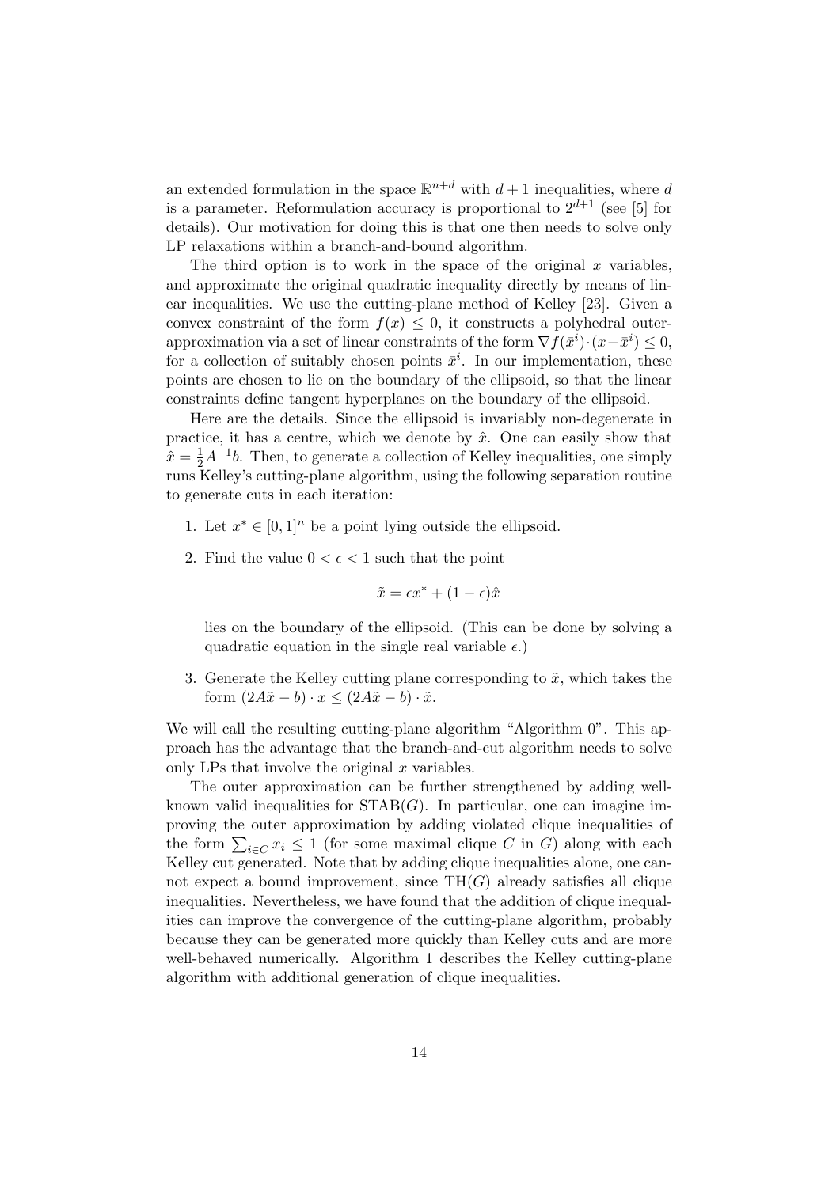an extended formulation in the space $\mathbb{R}^{n+d}$ with $d+1$ inequalities, where $d$ is a parameter. Reformulation accuracy is proportional to $2^{d+1}$ (see [5] for details). Our motivation for doing this is that one then needs to solve only LP relaxations within a branch-and-bound algorithm.

The third option is to work in the space of the original $x$ variables, and approximate the original quadratic inequality directly by means of linear inequalities. We use the cutting-plane method of Kelley [23]. Given a convex constraint of the form $f(x) \le 0$, it constructs a polyhedral outer-approximation via a set of linear constraints of the form $\nabla f(\bar{x}^i)\cdot(x-\bar{x}^i) \le 0$, for a collection of suitably chosen points $\bar{x}^i$. In our implementation, these points are chosen to lie on the boundary of the ellipsoid, so that the linear constraints define tangent hyperplanes on the boundary of the ellipsoid.

Here are the details. Since the ellipsoid is invariably non-degenerate in practice, it has a centre, which we denote by $\hat{x}$. One can easily show that $\hat{x} = \frac{1}{2}A^{-1}b$. Then, to generate a collection of Kelley inequalities, one simply runs Kelley's cutting-plane algorithm, using the following separation routine to generate cuts in each iteration:

1. Let $x^* \in [0,1]^n$ be a point lying outside the ellipsoid.

2. Find the value $0 < \epsilon < 1$ such that the point

$$\tilde{x} = \epsilon x^* + (1-\epsilon)\hat{x}$$

   lies on the boundary of the ellipsoid. (This can be done by solving a quadratic equation in the single real variable $\epsilon$.)

3. Generate the Kelley cutting plane corresponding to $\tilde{x}$, which takes the form $(2A\tilde{x} - b)\cdot x \le (2A\tilde{x} - b)\cdot \tilde{x}$.

We will call the resulting cutting-plane algorithm "Algorithm 0". This approach has the advantage that the branch-and-cut algorithm needs to solve only LPs that involve the original $x$ variables.

The outer approximation can be further strengthened by adding well-known valid inequalities for $\text{STAB}(G)$. In particular, one can imagine improving the outer approximation by adding violated clique inequalities of the form $\sum_{i\in C} x_i \le 1$ (for some maximal clique $C$ in $G$) along with each Kelley cut generated. Note that by adding clique inequalities alone, one cannot expect a bound improvement, since $\text{TH}(G)$ already satisfies all clique inequalities. Nevertheless, we have found that the addition of clique inequalities can improve the convergence of the cutting-plane algorithm, probably because they can be generated more quickly than Kelley cuts and are more well-behaved numerically. Algorithm 1 describes the Kelley cutting-plane algorithm with additional generation of clique inequalities.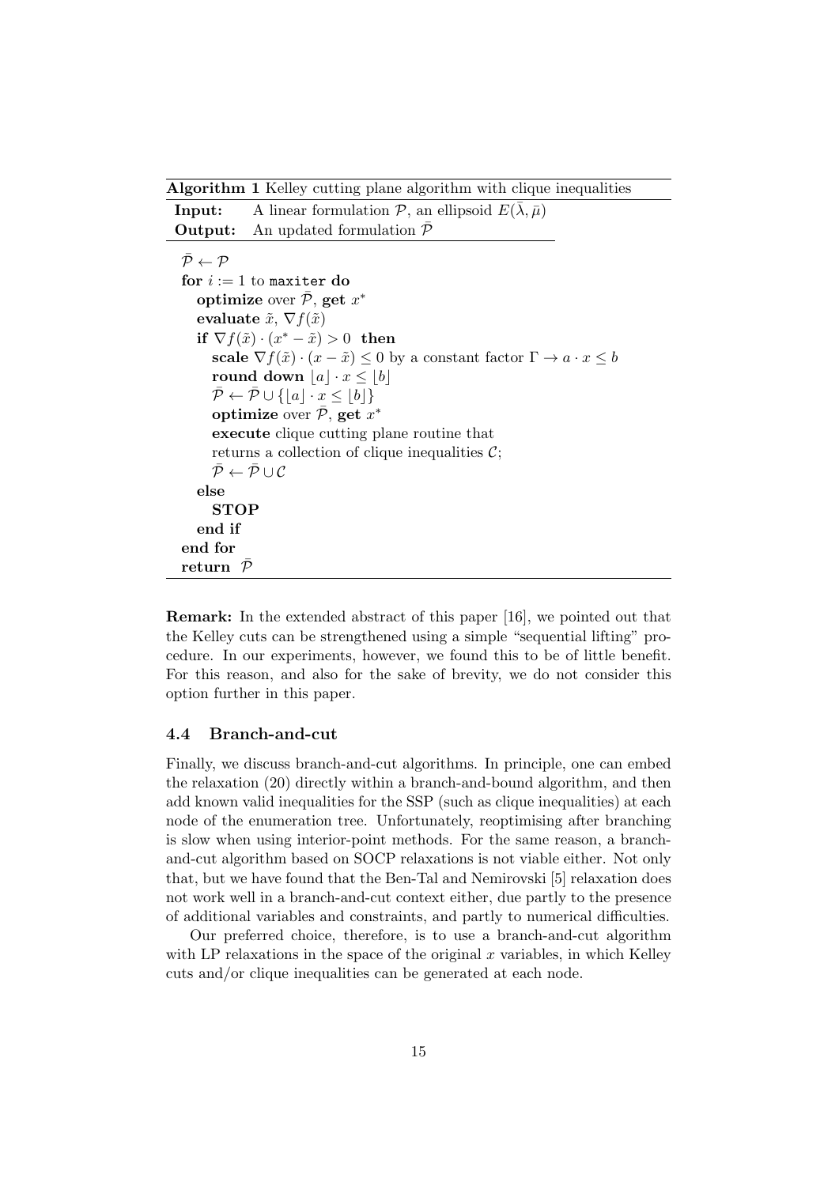**Algorithm 1** Kelley cutting plane algorithm with clique inequalities

**Input:** A linear formulation $\mathcal{P}$, an ellipsoid $E(\bar{\lambda}, \bar{\mu})$
**Output:** An updated formulation $\bar{\mathcal{P}}$

```
P̄ ← P
for i := 1 to maxiter do
    optimize over P̄, get x*
    evaluate x̃, ∇f(x̃)
    if ∇f(x̃) · (x* − x̃) > 0 then
        scale ∇f(x̃) · (x − x̃) ≤ 0 by a constant factor Γ → a · x ≤ b
        round down ⌊a⌋ · x ≤ ⌊b⌋
        P̄ ← P̄ ∪ {⌊a⌋ · x ≤ ⌊b⌋}
        optimize over P̄, get x*
        execute clique cutting plane routine that
        returns a collection of clique inequalities C;
        P̄ ← P̄ ∪ C
    else
        STOP
    end if
end for
return P̄
```

**Remark:** In the extended abstract of this paper [16], we pointed out that the Kelley cuts can be strengthened using a simple "sequential lifting" procedure. In our experiments, however, we found this to be of little benefit. For this reason, and also for the sake of brevity, we do not consider this option further in this paper.

### 4.4 Branch-and-cut

Finally, we discuss branch-and-cut algorithms. In principle, one can embed the relaxation (20) directly within a branch-and-bound algorithm, and then add known valid inequalities for the SSP (such as clique inequalities) at each node of the enumeration tree. Unfortunately, reoptimising after branching is slow when using interior-point methods. For the same reason, a branch-and-cut algorithm based on SOCP relaxations is not viable either. Not only that, but we have found that the Ben-Tal and Nemirovski [5] relaxation does not work well in a branch-and-cut context either, due partly to the presence of additional variables and constraints, and partly to numerical difficulties.

Our preferred choice, therefore, is to use a branch-and-cut algorithm with LP relaxations in the space of the original $x$ variables, in which Kelley cuts and/or clique inequalities can be generated at each node.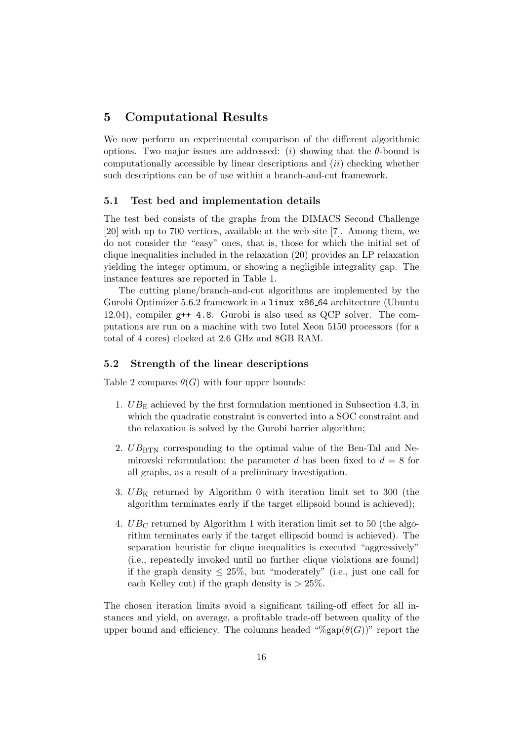# 5 Computational Results

We now perform an experimental comparison of the different algorithmic options. Two major issues are addressed: (*i*) showing that the $\theta$-bound is computationally accessible by linear descriptions and (*ii*) checking whether such descriptions can be of use within a branch-and-cut framework.

## 5.1 Test bed and implementation details

The test bed consists of the graphs from the DIMACS Second Challenge [20] with up to 700 vertices, available at the web site [7]. Among them, we do not consider the "easy" ones, that is, those for which the initial set of clique inequalities included in the relaxation (20) provides an LP relaxation yielding the integer optimum, or showing a negligible integrality gap. The instance features are reported in Table 1.

The cutting plane/branch-and-cut algorithms are implemented by the Gurobi Optimizer 5.6.2 framework in a `linux x86_64` architecture (Ubuntu 12.04), compiler `g++ 4.8`. Gurobi is also used as QCP solver. The computations are run on a machine with two Intel Xeon 5150 processors (for a total of 4 cores) clocked at 2.6 GHz and 8GB RAM.

## 5.2 Strength of the linear descriptions

Table 2 compares $\theta(G)$ with four upper bounds:

1. $UB_{\mathrm{E}}$ achieved by the first formulation mentioned in Subsection 4.3, in which the quadratic constraint is converted into a SOC constraint and the relaxation is solved by the Gurobi barrier algorithm;
2. $UB_{\mathrm{BTN}}$ corresponding to the optimal value of the Ben-Tal and Nemirovski reformulation; the parameter $d$ has been fixed to $d = 8$ for all graphs, as a result of a preliminary investigation.
3. $UB_{\mathrm{K}}$ returned by Algorithm 0 with iteration limit set to 300 (the algorithm terminates early if the target ellipsoid bound is achieved);
4. $UB_{\mathrm{C}}$ returned by Algorithm 1 with iteration limit set to 50 (the algorithm terminates early if the target ellipsoid bound is achieved). The separation heuristic for clique inequalities is executed "aggressively" (i.e., repeatedly invoked until no further clique violations are found) if the graph density $\leq 25\%$, but "moderately" (i.e., just one call for each Kelley cut) if the graph density is $> 25\%$.

The chosen iteration limits avoid a significant tailing-off effect for all instances and yield, on average, a profitable trade-off between quality of the upper bound and efficiency. The columns headed "%gap($\theta(G)$)" report the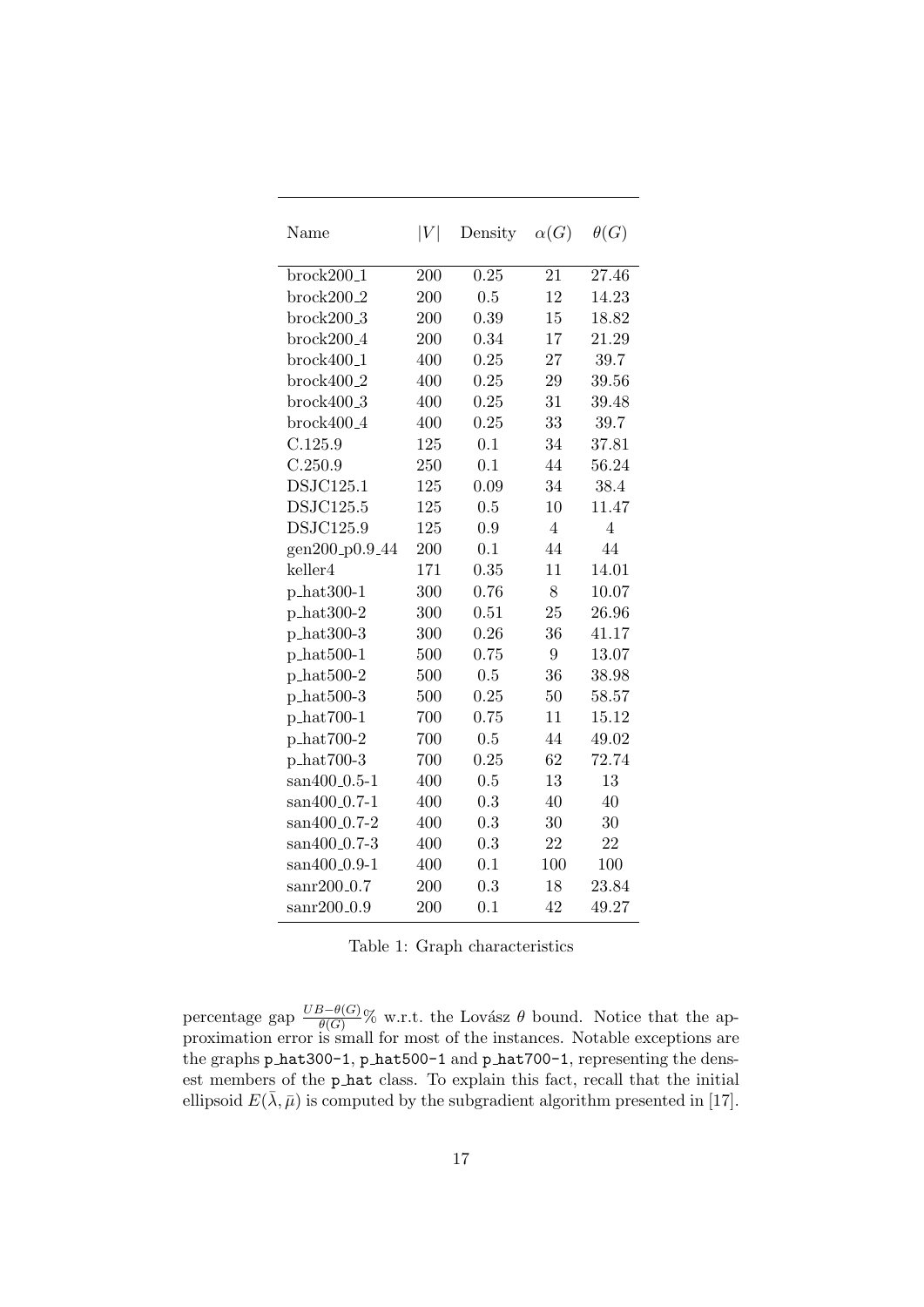| Name | $\|V\|$ | Density | $\alpha(G)$ | $\theta(G)$ |
|---|---|---|---|---|
| brock200_1 | 200 | 0.25 | 21 | 27.46 |
| brock200_2 | 200 | 0.5 | 12 | 14.23 |
| brock200_3 | 200 | 0.39 | 15 | 18.82 |
| brock200_4 | 200 | 0.34 | 17 | 21.29 |
| brock400_1 | 400 | 0.25 | 27 | 39.7 |
| brock400_2 | 400 | 0.25 | 29 | 39.56 |
| brock400_3 | 400 | 0.25 | 31 | 39.48 |
| brock400_4 | 400 | 0.25 | 33 | 39.7 |
| C.125.9 | 125 | 0.1 | 34 | 37.81 |
| C.250.9 | 250 | 0.1 | 44 | 56.24 |
| DSJC125.1 | 125 | 0.09 | 34 | 38.4 |
| DSJC125.5 | 125 | 0.5 | 10 | 11.47 |
| DSJC125.9 | 125 | 0.9 | 4 | 4 |
| gen200_p0.9_44 | 200 | 0.1 | 44 | 44 |
| keller4 | 171 | 0.35 | 11 | 14.01 |
| p_hat300-1 | 300 | 0.76 | 8 | 10.07 |
| p_hat300-2 | 300 | 0.51 | 25 | 26.96 |
| p_hat300-3 | 300 | 0.26 | 36 | 41.17 |
| p_hat500-1 | 500 | 0.75 | 9 | 13.07 |
| p_hat500-2 | 500 | 0.5 | 36 | 38.98 |
| p_hat500-3 | 500 | 0.25 | 50 | 58.57 |
| p_hat700-1 | 700 | 0.75 | 11 | 15.12 |
| p_hat700-2 | 700 | 0.5 | 44 | 49.02 |
| p_hat700-3 | 700 | 0.25 | 62 | 72.74 |
| san400_0.5-1 | 400 | 0.5 | 13 | 13 |
| san400_0.7-1 | 400 | 0.3 | 40 | 40 |
| san400_0.7-2 | 400 | 0.3 | 30 | 30 |
| san400_0.7-3 | 400 | 0.3 | 22 | 22 |
| san400_0.9-1 | 400 | 0.1 | 100 | 100 |
| sanr200_0.7 | 200 | 0.3 | 18 | 23.84 |
| sanr200_0.9 | 200 | 0.1 | 42 | 49.27 |

Table 1: Graph characteristics

percentage gap $\frac{UB-\theta(G)}{\theta(G)}\%$ w.r.t. the Lovász $\theta$ bound. Notice that the approximation error is small for most of the instances. Notable exceptions are the graphs `p_hat300-1`, `p_hat500-1` and `p_hat700-1`, representing the densest members of the `p_hat` class. To explain this fact, recall that the initial ellipsoid $E(\bar{\lambda}, \bar{\mu})$ is computed by the subgradient algorithm presented in [17].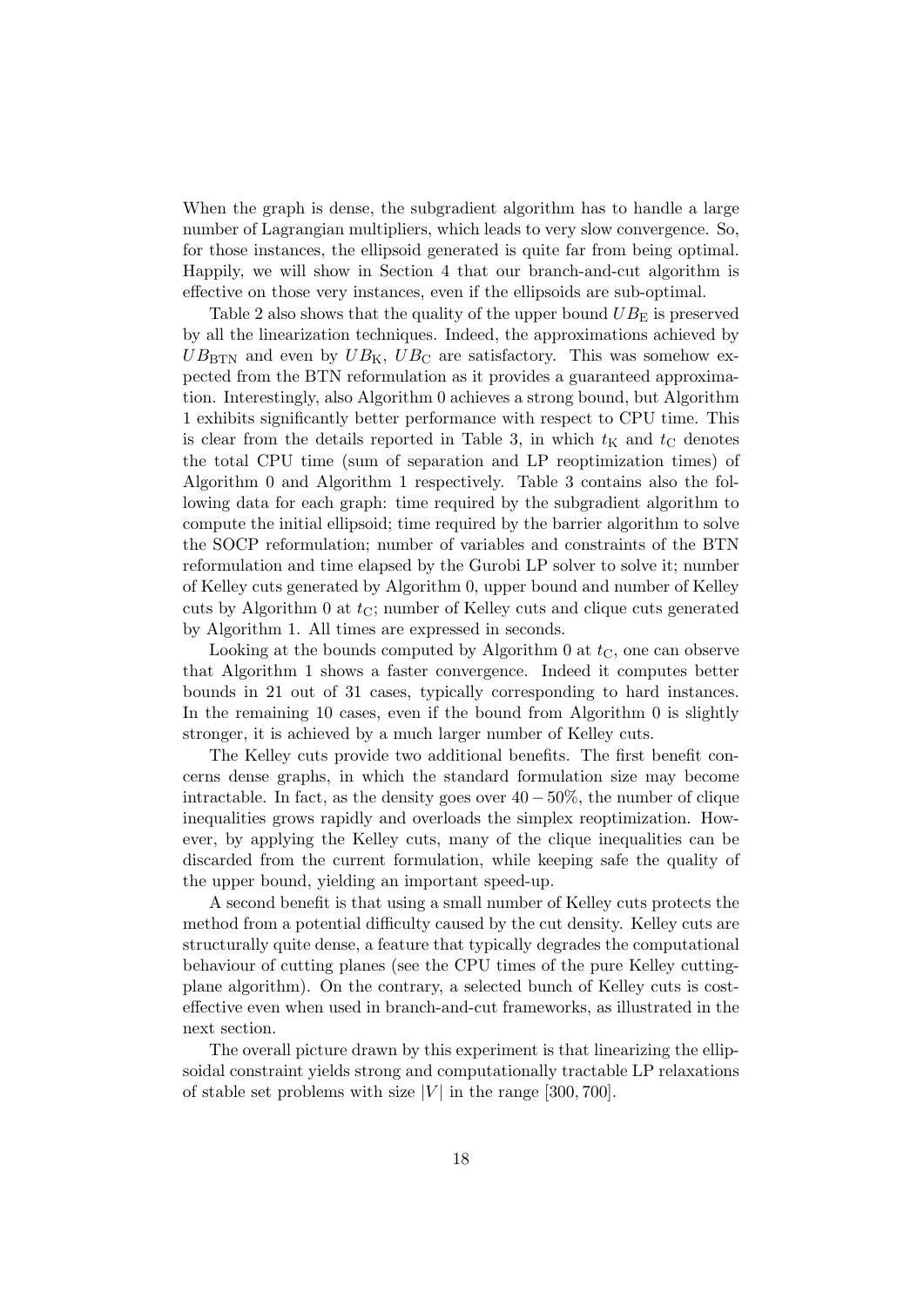When the graph is dense, the subgradient algorithm has to handle a large number of Lagrangian multipliers, which leads to very slow convergence. So, for those instances, the ellipsoid generated is quite far from being optimal. Happily, we will show in Section 4 that our branch-and-cut algorithm is effective on those very instances, even if the ellipsoids are sub-optimal.

Table 2 also shows that the quality of the upper bound $UB_{\mathrm{E}}$ is preserved by all the linearization techniques. Indeed, the approximations achieved by $UB_{\mathrm{BTN}}$ and even by $UB_{\mathrm{K}}$, $UB_{\mathrm{C}}$ are satisfactory. This was somehow expected from the BTN reformulation as it provides a guaranteed approximation. Interestingly, also Algorithm 0 achieves a strong bound, but Algorithm 1 exhibits significantly better performance with respect to CPU time. This is clear from the details reported in Table 3, in which $t_{\mathrm{K}}$ and $t_{\mathrm{C}}$ denotes the total CPU time (sum of separation and LP reoptimization times) of Algorithm 0 and Algorithm 1 respectively. Table 3 contains also the following data for each graph: time required by the subgradient algorithm to compute the initial ellipsoid; time required by the barrier algorithm to solve the SOCP reformulation; number of variables and constraints of the BTN reformulation and time elapsed by the Gurobi LP solver to solve it; number of Kelley cuts generated by Algorithm 0, upper bound and number of Kelley cuts by Algorithm 0 at $t_{\mathrm{C}}$; number of Kelley cuts and clique cuts generated by Algorithm 1. All times are expressed in seconds.

Looking at the bounds computed by Algorithm 0 at $t_{\mathrm{C}}$, one can observe that Algorithm 1 shows a faster convergence. Indeed it computes better bounds in 21 out of 31 cases, typically corresponding to hard instances. In the remaining 10 cases, even if the bound from Algorithm 0 is slightly stronger, it is achieved by a much larger number of Kelley cuts.

The Kelley cuts provide two additional benefits. The first benefit concerns dense graphs, in which the standard formulation size may become intractable. In fact, as the density goes over $40-50\%$, the number of clique inequalities grows rapidly and overloads the simplex reoptimization. However, by applying the Kelley cuts, many of the clique inequalities can be discarded from the current formulation, while keeping safe the quality of the upper bound, yielding an important speed-up.

A second benefit is that using a small number of Kelley cuts protects the method from a potential difficulty caused by the cut density. Kelley cuts are structurally quite dense, a feature that typically degrades the computational behaviour of cutting planes (see the CPU times of the pure Kelley cutting-plane algorithm). On the contrary, a selected bunch of Kelley cuts is cost-effective even when used in branch-and-cut frameworks, as illustrated in the next section.

The overall picture drawn by this experiment is that linearizing the ellipsoidal constraint yields strong and computationally tractable LP relaxations of stable set problems with size $|V|$ in the range $[300, 700]$.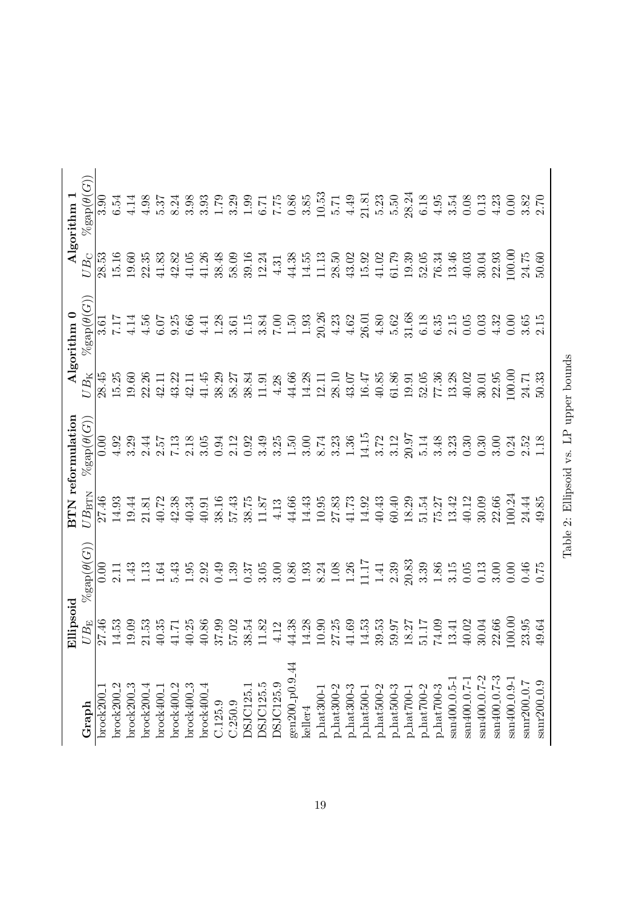| Graph | Ellipsoid | | BTN reformulation | | Algorithm 0 | | Algorithm 1 | |
|---|---|---|---|---|---|---|---|---|
| | $UB_{\rm E}$ | %gap($\theta(G)$) | $UB_{\rm BTN}$ | %gap($\theta(G)$) | $UB_{\rm K}$ | %gap($\theta(G)$) | $UB_{\rm C}$ | %gap($\theta(G)$) |
| brock200_1 | 27.46 | 0.00 | 27.46 | 0.00 | 28.45 | 3.61 | 28.53 | 3.90 |
| brock200_2 | 14.53 | 2.11 | 14.93 | 4.92 | 15.25 | 7.17 | 15.16 | 6.54 |
| brock200_3 | 19.09 | 1.43 | 19.44 | 3.29 | 19.60 | 4.14 | 19.60 | 4.14 |
| brock200_4 | 21.53 | 1.13 | 21.81 | 2.44 | 22.26 | 4.56 | 22.35 | 4.98 |
| brock400_1 | 40.35 | 1.64 | 40.72 | 2.57 | 42.11 | 6.07 | 41.83 | 5.37 |
| brock400_2 | 41.71 | 5.43 | 42.38 | 7.13 | 43.22 | 9.25 | 42.82 | 8.24 |
| brock400_3 | 40.25 | 1.95 | 40.34 | 2.18 | 42.11 | 6.66 | 41.05 | 3.98 |
| brock400_4 | 40.86 | 2.92 | 40.91 | 3.05 | 41.45 | 4.41 | 41.26 | 3.93 |
| C.125.9 | 37.99 | 0.49 | 38.16 | 0.94 | 38.29 | 1.28 | 38.48 | 1.79 |
| C.250.9 | 57.02 | 1.39 | 57.43 | 2.12 | 58.27 | 3.61 | 58.09 | 3.29 |
| DSJC125.1 | 38.54 | 0.37 | 38.75 | 0.92 | 38.84 | 1.15 | 39.16 | 1.99 |
| DSJC125.5 | 11.82 | 3.05 | 11.87 | 3.49 | 11.91 | 3.84 | 12.24 | 6.71 |
| DSJC125.9 | 4.12 | 3.00 | 4.13 | 3.25 | 4.28 | 7.00 | 4.31 | 7.75 |
| gen200_p0.9_44 | 44.38 | 0.86 | 44.66 | 1.50 | 44.66 | 1.50 | 44.38 | 0.86 |
| keller4 | 14.28 | 1.93 | 14.43 | 3.00 | 14.28 | 1.93 | 14.55 | 3.85 |
| p_hat300-1 | 10.90 | 8.24 | 10.95 | 8.74 | 12.11 | 20.26 | 11.13 | 10.53 |
| p_hat300-2 | 27.25 | 1.08 | 27.83 | 3.23 | 28.10 | 4.23 | 28.50 | 5.71 |
| p_hat300-3 | 41.69 | 1.26 | 41.73 | 1.36 | 43.07 | 4.62 | 43.02 | 4.49 |
| p_hat500-1 | 14.53 | 11.17 | 14.92 | 14.15 | 16.47 | 26.01 | 15.92 | 21.81 |
| p_hat500-2 | 39.53 | 1.41 | 40.43 | 3.72 | 40.85 | 4.80 | 41.02 | 5.23 |
| p_hat500-3 | 59.97 | 2.39 | 60.40 | 3.12 | 61.86 | 5.62 | 61.79 | 5.50 |
| p_hat700-1 | 18.27 | 20.83 | 18.29 | 20.97 | 19.91 | 31.68 | 19.39 | 28.24 |
| p_hat700-2 | 51.17 | 3.39 | 51.54 | 5.14 | 52.05 | 6.18 | 52.05 | 6.18 |
| p_hat700-3 | 74.09 | 1.86 | 75.27 | 3.48 | 77.36 | 6.35 | 76.34 | 4.95 |
| san400_0.5-1 | 13.41 | 3.15 | 13.42 | 3.23 | 13.28 | 2.15 | 13.46 | 3.54 |
| san400_0.7-1 | 40.02 | 0.05 | 40.12 | 0.30 | 40.02 | 0.05 | 40.03 | 0.08 |
| san400_0.7-2 | 30.04 | 0.13 | 30.09 | 0.30 | 30.01 | 0.03 | 30.04 | 0.13 |
| san400_0.7-3 | 22.66 | 3.00 | 22.66 | 3.00 | 22.95 | 4.32 | 22.93 | 4.23 |
| san400_0.9-1 | 100.00 | 0.00 | 100.24 | 0.24 | 100.00 | 0.00 | 100.00 | 0.00 |
| sanr200_0.7 | 23.95 | 0.46 | 24.44 | 2.52 | 24.71 | 3.65 | 24.75 | 3.82 |
| sanr200_0.9 | 49.64 | 0.75 | 49.85 | 1.18 | 50.33 | 2.15 | 50.60 | 2.70 |

Table 2: Ellipsoid vs. LP upper bounds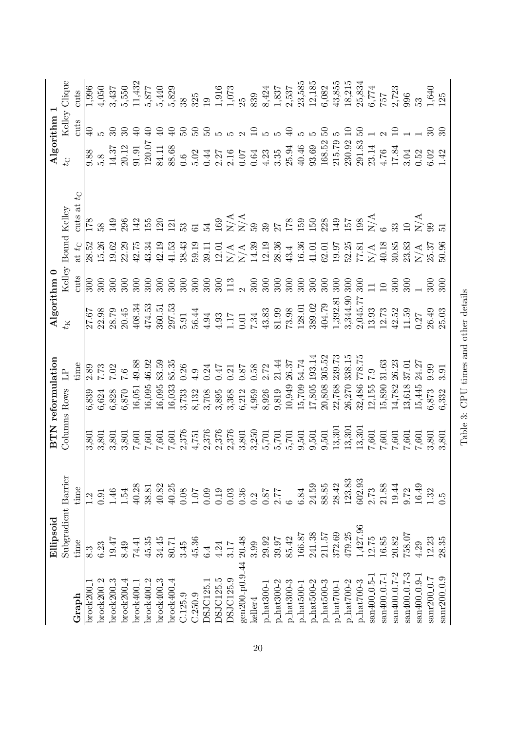| Graph | Ellipsoid Subgradient time | Barrier time | BTN reformulation Columns | Rows | LP time | Algorithm 0 $t_K$ | Kelley cuts | Bound at $t_C$ | Kelley cuts at $t_C$ | Algorithm 1 $t_C$ | Kelley cuts | Clique cuts |
|---|---|---|---|---|---|---|---|---|---|---|---|---|
| brock200_1 | 8.3 | 1.2 | 3,801 | 6,839 | 2.89 | 27.67 | 300 | 28.52 | 178 | 9.88 | 40 | 1,996 |
| brock200_2 | 6.23 | 0.91 | 3,801 | 6,624 | 7.73 | 22.98 | 300 | 15.26 | 58 | 5.8 | 5 | 4,050 |
| brock200_3 | 19.47 | 1.46 | 3,801 | 6,828 | 7.02 | 28.79 | 300 | 19.62 | 149 | 14.37 | 30 | 3,437 |
| brock200_4 | 8.49 | 1.54 | 3,801 | 6,870 | 7.6 | 20.45 | 300 | 22.29 | 296 | 20.12 | 30 | 5,550 |
| brock400_1 | 74.41 | 40.28 | 7,601 | 16,051 | 49.88 | 408.34 | 300 | 42.75 | 142 | 91.91 | 40 | 11,432 |
| brock400_2 | 45.35 | 38.81 | 7,601 | 16,095 | 46.92 | 474.53 | 300 | 43.34 | 155 | 120.07 | 40 | 5,877 |
| brock400_3 | 34.45 | 40.82 | 7,601 | 16,095 | 83.59 | 360.51 | 300 | 42.19 | 120 | 84.11 | 40 | 5,440 |
| brock400_4 | 80.71 | 40.25 | 7,601 | 16,033 | 85.35 | 297.53 | 300 | 41.53 | 121 | 88.68 | 40 | 5,829 |
| C.125.9 | 3.45 | 0.08 | 2,376 | 3,733 | 0.26 | 5.91 | 300 | 38.43 | 53 | 0.6 | 50 | 38 |
| C.250.9 | 45.36 | 1.07 | 4,751 | 8,132 | 4.9 | 56.44 | 300 | 59.19 | 61 | 5.02 | 50 | 325 |
| DSJC125.1 | 6.4 | 0.09 | 2,376 | 3,708 | 0.24 | 4.94 | 300 | 39.11 | 54 | 0.44 | 50 | 19 |
| DSJC125.5 | 4.24 | 0.19 | 2,376 | 3,895 | 0.47 | 4.93 | 300 | 12.01 | 169 | 2.27 | 5 | 1,916 |
| DSJC125.9 | 3.17 | 0.03 | 2,376 | 3,368 | 0.21 | 1.17 | 113 | N/A | N/A | 2.16 | 5 | 1,073 |
| gen200_p0.9_44 | 20.48 | 0.36 | 3,801 | 6,212 | 0.87 | 0.01 | 2 | N/A | N/A | 0.07 | 2 | 25 |
| keller4 | 3.99 | 0.2 | 3,250 | 4,959 | 0.58 | 7.34 | 300 | 14.39 | 59 | 0.64 | 10 | 839 |
| p_hat300-1 | 29.92 | 0.87 | 5,701 | 8,926 | 2.72 | 43.83 | 300 | 12.19 | 39 | 4.23 | 5 | 8,424 |
| p_hat300-2 | 39.97 | 2.77 | 5,701 | 9,819 | 21.44 | 81.99 | 300 | 28.36 | 27 | 3.35 | 5 | 1,837 |
| p_hat300-3 | 85.42 | 6 | 5,701 | 10,949 | 26.37 | 73.98 | 300 | 43.4 | 178 | 25.94 | 40 | 2,537 |
| p_hat500-1 | 166.87 | 6.84 | 9,501 | 15,709 | 54.74 | 128.01 | 300 | 16.36 | 159 | 40.46 | 5 | 23,585 |
| p_hat500-2 | 241.38 | 24.59 | 9,501 | 17,805 | 193.14 | 389.02 | 300 | 41.01 | 150 | 93.69 | 5 | 12,185 |
| p_hat500-3 | 211.57 | 88.85 | 9,501 | 20,808 | 305.52 | 404.79 | 300 | 62.01 | 228 | 168.52 | 50 | 6,082 |
| p_hat700-1 | 372.69 | 28.42 | 13,301 | 22,768 | 239.73 | 1,392.81 | 300 | 19.97 | 149 | 215.79 | 5 | 43,855 |
| p_hat700-2 | 479.25 | 123.83 | 13,301 | 26,270 | 338.15 | 3,344.90 | 300 | 52.25 | 157 | 230.92 | 10 | 18,215 |
| p_hat700-3 | 1,427.96 | 602.93 | 13,301 | 32,486 | 778.75 | 2,045.77 | 300 | 77.81 | 198 | 291.83 | 50 | 25,834 |
| san400_0.5-1 | 12.75 | 2.73 | 7,601 | 12,155 | 7.9 | 13.93 | 11 | N/A | N/A | 23.14 | 1 | 6,774 |
| san400_0.7-1 | 16.85 | 21.88 | 7,601 | 15,890 | 31.63 | 12.73 | 10 | 40.18 | 6 | 4.76 | 2 | 757 |
| san400_0.7-2 | 20.82 | 19.44 | 7,601 | 14,782 | 26.23 | 42.52 | 300 | 30.85 | 33 | 17.84 | 10 | 2,723 |
| san400_0.7-3 | 758.07 | 9.72 | 7,601 | 13,618 | 37.01 | 11.59 | 300 | 23.83 | 10 | 3.04 | 1 | 996 |
| san400_0.9-1 | 4.29 | 16.49 | 7,601 | 15,445 | 24.27 | 0.27 | 1 | N/A | N/A | 0.52 | 1 | 53 |
| sanr200_0.7 | 12.23 | 1.32 | 3,801 | 6,873 | 9.99 | 26.49 | 300 | 25.37 | 99 | 6.02 | 30 | 1,640 |
| sanr200_0.9 | 28.35 | 0.5 | 3,801 | 6,332 | 3.91 | 25.03 | 300 | 50.96 | 51 | 1.42 | 30 | 125 |

Table 3: CPU times and other details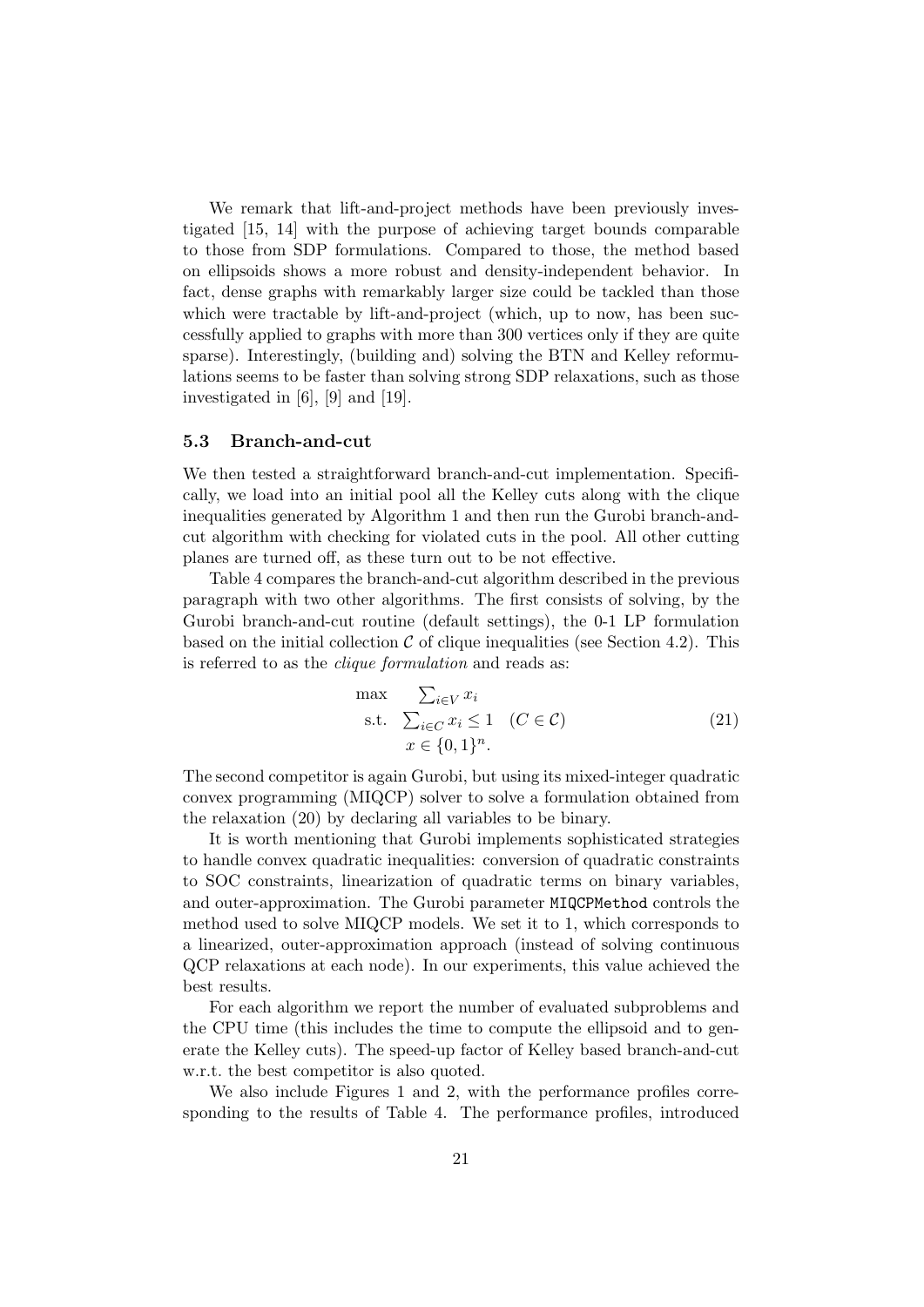We remark that lift-and-project methods have been previously investigated [15, 14] with the purpose of achieving target bounds comparable to those from SDP formulations. Compared to those, the method based on ellipsoids shows a more robust and density-independent behavior. In fact, dense graphs with remarkably larger size could be tackled than those which were tractable by lift-and-project (which, up to now, has been successfully applied to graphs with more than 300 vertices only if they are quite sparse). Interestingly, (building and) solving the BTN and Kelley reformulations seems to be faster than solving strong SDP relaxations, such as those investigated in [6], [9] and [19].

### 5.3 Branch-and-cut

We then tested a straightforward branch-and-cut implementation. Specifically, we load into an initial pool all the Kelley cuts along with the clique inequalities generated by Algorithm 1 and then run the Gurobi branch-and-cut algorithm with checking for violated cuts in the pool. All other cutting planes are turned off, as these turn out to be not effective.

Table 4 compares the branch-and-cut algorithm described in the previous paragraph with two other algorithms. The first consists of solving, by the Gurobi branch-and-cut routine (default settings), the 0-1 LP formulation based on the initial collection $\mathcal{C}$ of clique inequalities (see Section 4.2). This is referred to as the *clique formulation* and reads as:

$$\begin{aligned} \max \quad & \sum_{i \in V} x_i \\ \text{s.t.} \quad & \sum_{i \in C} x_i \leq 1 \quad (C \in \mathcal{C}) \\ & x \in \{0,1\}^n. \end{aligned} \tag{21}$$

The second competitor is again Gurobi, but using its mixed-integer quadratic convex programming (MIQCP) solver to solve a formulation obtained from the relaxation (20) by declaring all variables to be binary.

It is worth mentioning that Gurobi implements sophisticated strategies to handle convex quadratic inequalities: conversion of quadratic constraints to SOC constraints, linearization of quadratic terms on binary variables, and outer-approximation. The Gurobi parameter `MIQCPMethod` controls the method used to solve MIQCP models. We set it to 1, which corresponds to a linearized, outer-approximation approach (instead of solving continuous QCP relaxations at each node). In our experiments, this value achieved the best results.

For each algorithm we report the number of evaluated subproblems and the CPU time (this includes the time to compute the ellipsoid and to generate the Kelley cuts). The speed-up factor of Kelley based branch-and-cut w.r.t. the best competitor is also quoted.

We also include Figures 1 and 2, with the performance profiles corresponding to the results of Table 4. The performance profiles, introduced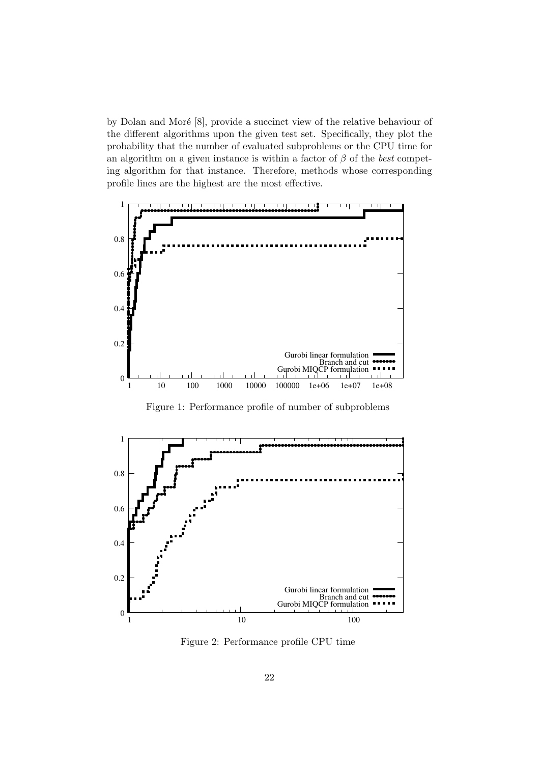by Dolan and Moré [8], provide a succinct view of the relative behaviour of the different algorithms upon the given test set. Specifically, they plot the probability that the number of evaluated subproblems or the CPU time for an algorithm on a given instance is within a factor of $\beta$ of the *best* competing algorithm for that instance. Therefore, methods whose corresponding profile lines are the highest are the most effective.

Figure 1: Performance profile of number of subproblems

Figure 2: Performance profile CPU time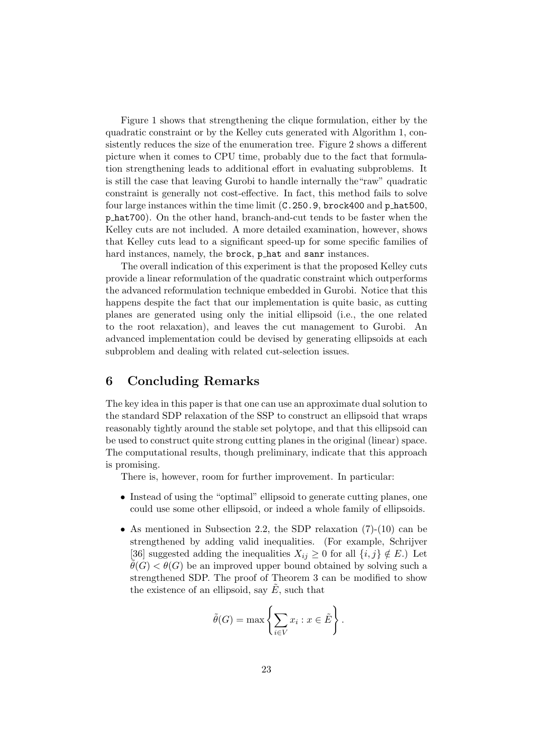Figure 1 shows that strengthening the clique formulation, either by the quadratic constraint or by the Kelley cuts generated with Algorithm 1, consistently reduces the size of the enumeration tree. Figure 2 shows a different picture when it comes to CPU time, probably due to the fact that formulation strengthening leads to additional effort in evaluating subproblems. It is still the case that leaving Gurobi to handle internally the"raw" quadratic constraint is generally not cost-effective. In fact, this method fails to solve four large instances within the time limit (`C.250.9`, `brock400` and `p_hat500`, `p_hat700`). On the other hand, branch-and-cut tends to be faster when the Kelley cuts are not included. A more detailed examination, however, shows that Kelley cuts lead to a significant speed-up for some specific families of hard instances, namely, the `brock`, `p_hat` and `sanr` instances.

The overall indication of this experiment is that the proposed Kelley cuts provide a linear reformulation of the quadratic constraint which outperforms the advanced reformulation technique embedded in Gurobi. Notice that this happens despite the fact that our implementation is quite basic, as cutting planes are generated using only the initial ellipsoid (i.e., the one related to the root relaxation), and leaves the cut management to Gurobi. An advanced implementation could be devised by generating ellipsoids at each subproblem and dealing with related cut-selection issues.

# 6 Concluding Remarks

The key idea in this paper is that one can use an approximate dual solution to the standard SDP relaxation of the SSP to construct an ellipsoid that wraps reasonably tightly around the stable set polytope, and that this ellipsoid can be used to construct quite strong cutting planes in the original (linear) space. The computational results, though preliminary, indicate that this approach is promising.

There is, however, room for further improvement. In particular:

- Instead of using the "optimal" ellipsoid to generate cutting planes, one could use some other ellipsoid, or indeed a whole family of ellipsoids.
- As mentioned in Subsection 2.2, the SDP relaxation (7)-(10) can be strengthened by adding valid inequalities. (For example, Schrijver [36] suggested adding the inequalities $X_{ij} \geq 0$ for all $\{i, j\} \notin E$.) Let $\tilde{\theta}(G) < \theta(G)$ be an improved upper bound obtained by solving such a strengthened SDP. The proof of Theorem 3 can be modified to show the existence of an ellipsoid, say $\tilde{E}$, such that

$$\tilde{\theta}(G) = \max \left\{ \sum_{i \in V} x_i : x \in \tilde{E} \right\}.$$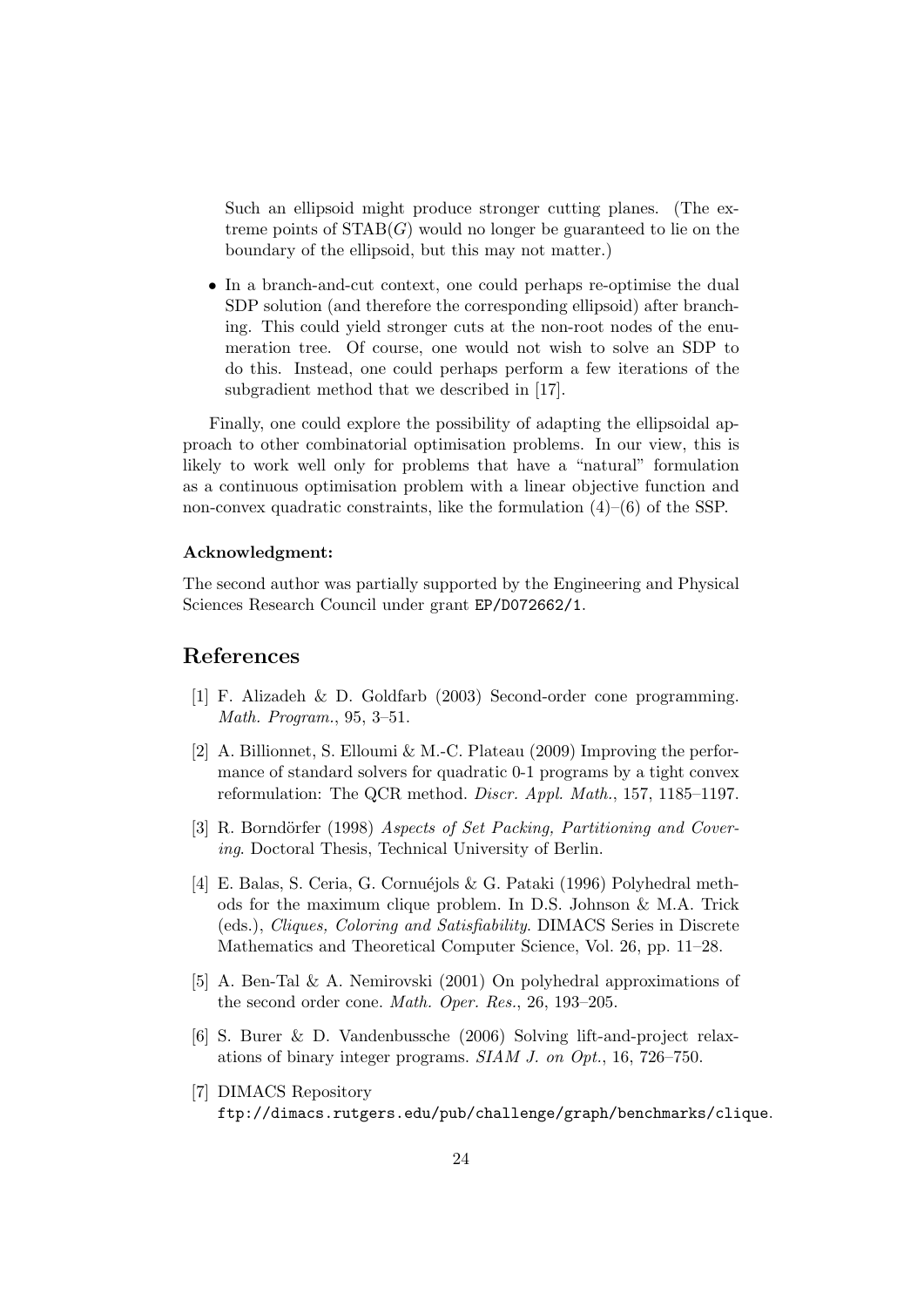Such an ellipsoid might produce stronger cutting planes. (The extreme points of STAB($G$) would no longer be guaranteed to lie on the boundary of the ellipsoid, but this may not matter.)

- In a branch-and-cut context, one could perhaps re-optimise the dual SDP solution (and therefore the corresponding ellipsoid) after branching. This could yield stronger cuts at the non-root nodes of the enumeration tree. Of course, one would not wish to solve an SDP to do this. Instead, one could perhaps perform a few iterations of the subgradient method that we described in [17].

Finally, one could explore the possibility of adapting the ellipsoidal approach to other combinatorial optimisation problems. In our view, this is likely to work well only for problems that have a "natural" formulation as a continuous optimisation problem with a linear objective function and non-convex quadratic constraints, like the formulation (4)–(6) of the SSP.

**Acknowledgment:**

The second author was partially supported by the Engineering and Physical Sciences Research Council under grant `EP/D072662/1`.

# References

[1] F. Alizadeh & D. Goldfarb (2003) Second-order cone programming. *Math. Program.*, 95, 3–51.

[2] A. Billionnet, S. Elloumi & M.-C. Plateau (2009) Improving the performance of standard solvers for quadratic 0-1 programs by a tight convex reformulation: The QCR method. *Discr. Appl. Math.*, 157, 1185–1197.

[3] R. Borndörfer (1998) *Aspects of Set Packing, Partitioning and Covering*. Doctoral Thesis, Technical University of Berlin.

[4] E. Balas, S. Ceria, G. Cornuéjols & G. Pataki (1996) Polyhedral methods for the maximum clique problem. In D.S. Johnson & M.A. Trick (eds.), *Cliques, Coloring and Satisfiability*. DIMACS Series in Discrete Mathematics and Theoretical Computer Science, Vol. 26, pp. 11–28.

[5] A. Ben-Tal & A. Nemirovski (2001) On polyhedral approximations of the second order cone. *Math. Oper. Res.*, 26, 193–205.

[6] S. Burer & D. Vandenbussche (2006) Solving lift-and-project relaxations of binary integer programs. *SIAM J. on Opt.*, 16, 726–750.

[7] DIMACS Repository `ftp://dimacs.rutgers.edu/pub/challenge/graph/benchmarks/clique`.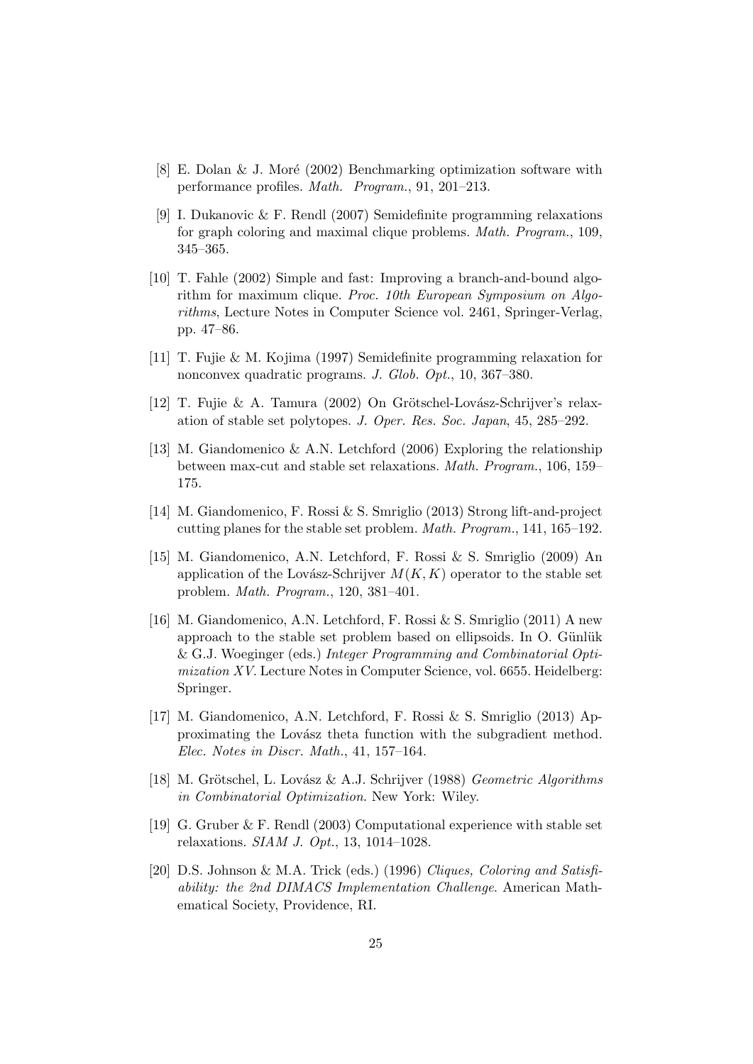[8] E. Dolan & J. Moré (2002) Benchmarking optimization software with performance profiles. *Math. Program.*, 91, 201–213.

[9] I. Dukanovic & F. Rendl (2007) Semidefinite programming relaxations for graph coloring and maximal clique problems. *Math. Program.*, 109, 345–365.

[10] T. Fahle (2002) Simple and fast: Improving a branch-and-bound algorithm for maximum clique. *Proc. 10th European Symposium on Algorithms*, Lecture Notes in Computer Science vol. 2461, Springer-Verlag, pp. 47–86.

[11] T. Fujie & M. Kojima (1997) Semidefinite programming relaxation for nonconvex quadratic programs. *J. Glob. Opt.*, 10, 367–380.

[12] T. Fujie & A. Tamura (2002) On Grötschel-Lovász-Schrijver's relaxation of stable set polytopes. *J. Oper. Res. Soc. Japan*, 45, 285–292.

[13] M. Giandomenico & A.N. Letchford (2006) Exploring the relationship between max-cut and stable set relaxations. *Math. Program.*, 106, 159–175.

[14] M. Giandomenico, F. Rossi & S. Smriglio (2013) Strong lift-and-project cutting planes for the stable set problem. *Math. Program.*, 141, 165–192.

[15] M. Giandomenico, A.N. Letchford, F. Rossi & S. Smriglio (2009) An application of the Lovász-Schrijver $M(K, K)$ operator to the stable set problem. *Math. Program.*, 120, 381–401.

[16] M. Giandomenico, A.N. Letchford, F. Rossi & S. Smriglio (2011) A new approach to the stable set problem based on ellipsoids. In O. Günlük & G.J. Woeginger (eds.) *Integer Programming and Combinatorial Optimization XV*. Lecture Notes in Computer Science, vol. 6655. Heidelberg: Springer.

[17] M. Giandomenico, A.N. Letchford, F. Rossi & S. Smriglio (2013) Approximating the Lovász theta function with the subgradient method. *Elec. Notes in Discr. Math.*, 41, 157–164.

[18] M. Grötschel, L. Lovász & A.J. Schrijver (1988) *Geometric Algorithms in Combinatorial Optimization*. New York: Wiley.

[19] G. Gruber & F. Rendl (2003) Computational experience with stable set relaxations. *SIAM J. Opt.*, 13, 1014–1028.

[20] D.S. Johnson & M.A. Trick (eds.) (1996) *Cliques, Coloring and Satisfiability: the 2nd DIMACS Implementation Challenge*. American Mathematical Society, Providence, RI.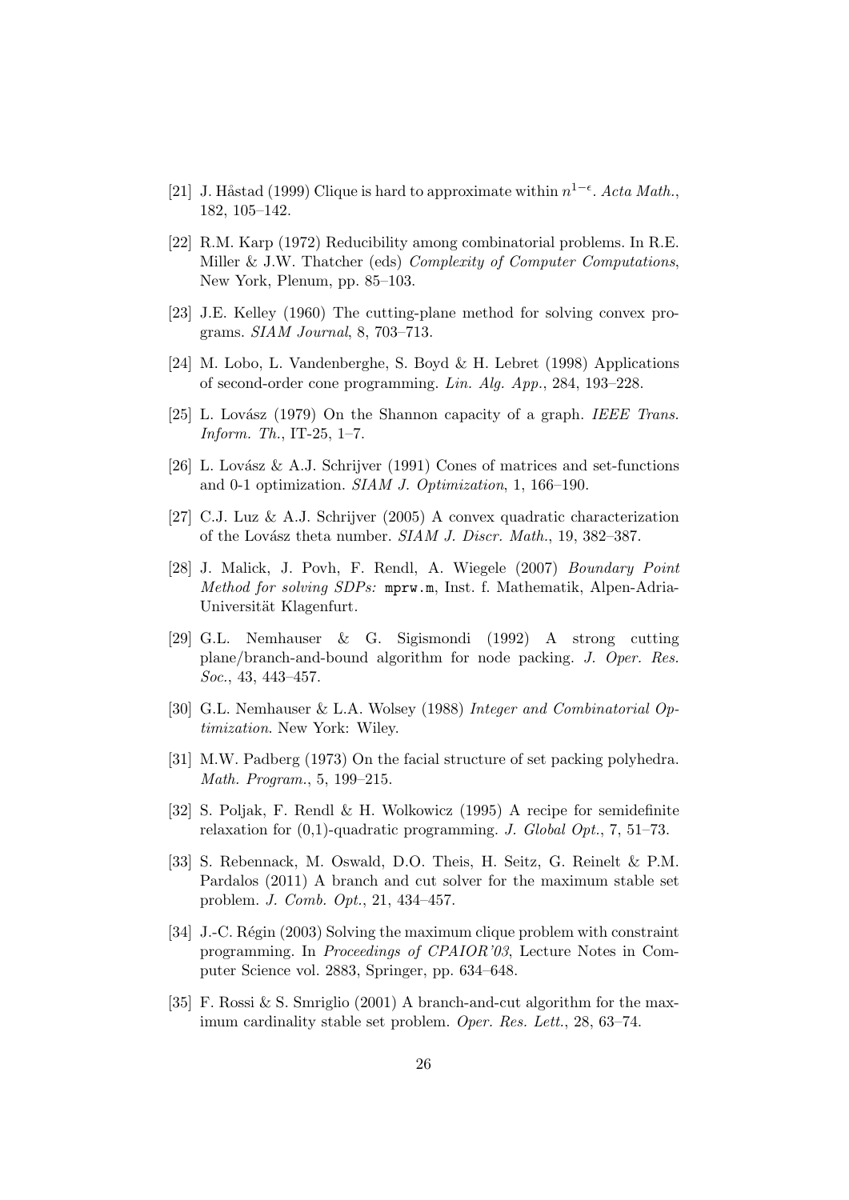[21] J. Håstad (1999) Clique is hard to approximate within $n^{1-\epsilon}$. *Acta Math.*, 182, 105–142.

[22] R.M. Karp (1972) Reducibility among combinatorial problems. In R.E. Miller & J.W. Thatcher (eds) *Complexity of Computer Computations*, New York, Plenum, pp. 85–103.

[23] J.E. Kelley (1960) The cutting-plane method for solving convex programs. *SIAM Journal*, 8, 703–713.

[24] M. Lobo, L. Vandenberghe, S. Boyd & H. Lebret (1998) Applications of second-order cone programming. *Lin. Alg. App.*, 284, 193–228.

[25] L. Lovász (1979) On the Shannon capacity of a graph. *IEEE Trans. Inform. Th.*, IT-25, 1–7.

[26] L. Lovász & A.J. Schrijver (1991) Cones of matrices and set-functions and 0-1 optimization. *SIAM J. Optimization*, 1, 166–190.

[27] C.J. Luz & A.J. Schrijver (2005) A convex quadratic characterization of the Lovász theta number. *SIAM J. Discr. Math.*, 19, 382–387.

[28] J. Malick, J. Povh, F. Rendl, A. Wiegele (2007) *Boundary Point Method for solving SDPs:* `mprw.m`, Inst. f. Mathematik, Alpen-Adria-Universität Klagenfurt.

[29] G.L. Nemhauser & G. Sigismondi (1992) A strong cutting plane/branch-and-bound algorithm for node packing. *J. Oper. Res. Soc.*, 43, 443–457.

[30] G.L. Nemhauser & L.A. Wolsey (1988) *Integer and Combinatorial Optimization*. New York: Wiley.

[31] M.W. Padberg (1973) On the facial structure of set packing polyhedra. *Math. Program.*, 5, 199–215.

[32] S. Poljak, F. Rendl & H. Wolkowicz (1995) A recipe for semidefinite relaxation for (0,1)-quadratic programming. *J. Global Opt.*, 7, 51–73.

[33] S. Rebennack, M. Oswald, D.O. Theis, H. Seitz, G. Reinelt & P.M. Pardalos (2011) A branch and cut solver for the maximum stable set problem. *J. Comb. Opt.*, 21, 434–457.

[34] J.-C. Régin (2003) Solving the maximum clique problem with constraint programming. In *Proceedings of CPAIOR'03*, Lecture Notes in Computer Science vol. 2883, Springer, pp. 634–648.

[35] F. Rossi & S. Smriglio (2001) A branch-and-cut algorithm for the maximum cardinality stable set problem. *Oper. Res. Lett.*, 28, 63–74.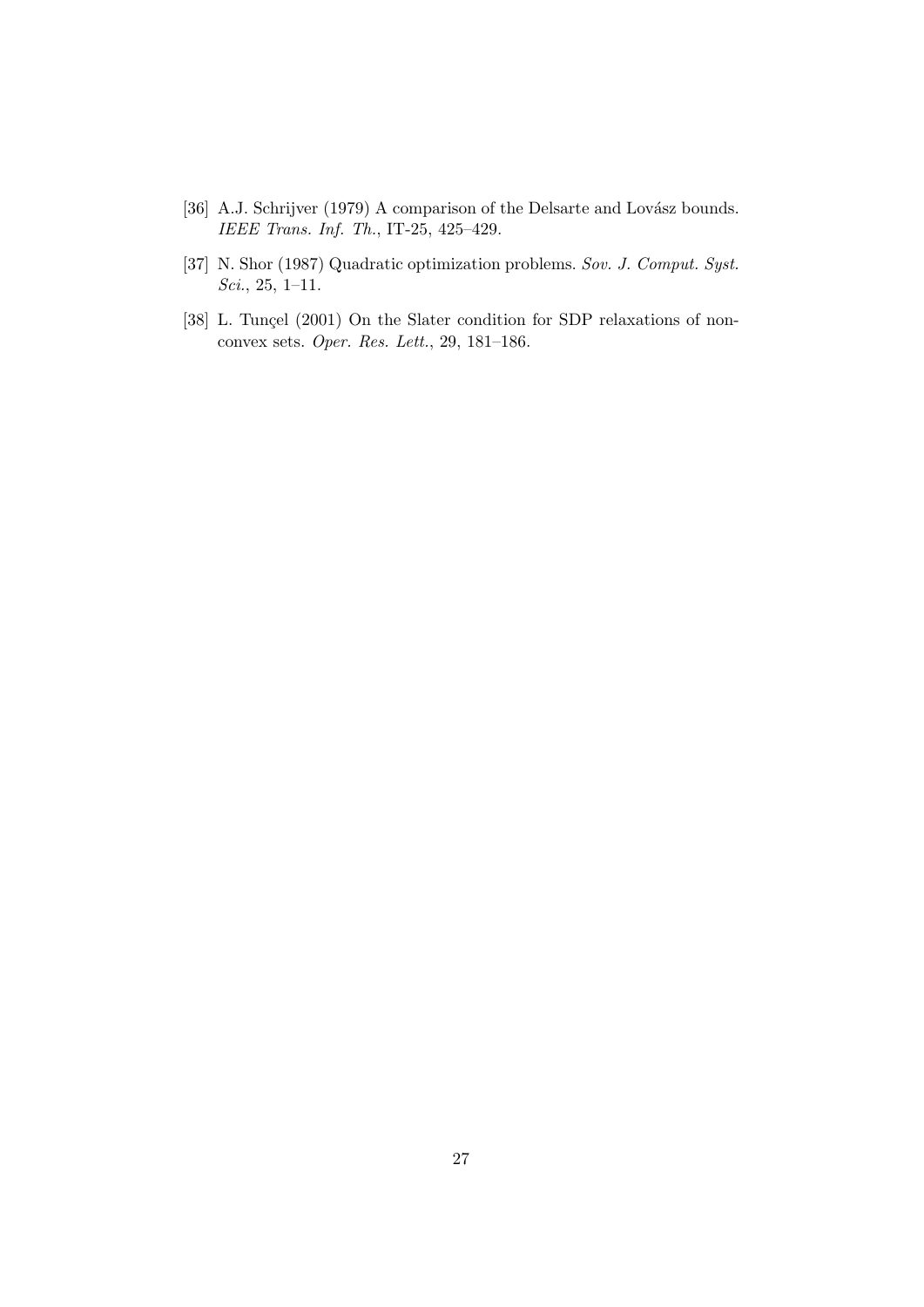[36] A.J. Schrijver (1979) A comparison of the Delsarte and Lovász bounds. *IEEE Trans. Inf. Th.*, IT-25, 425–429.

[37] N. Shor (1987) Quadratic optimization problems. *Sov. J. Comput. Syst. Sci.*, 25, 1–11.

[38] L. Tunçel (2001) On the Slater condition for SDP relaxations of nonconvex sets. *Oper. Res. Lett.*, 29, 181–186.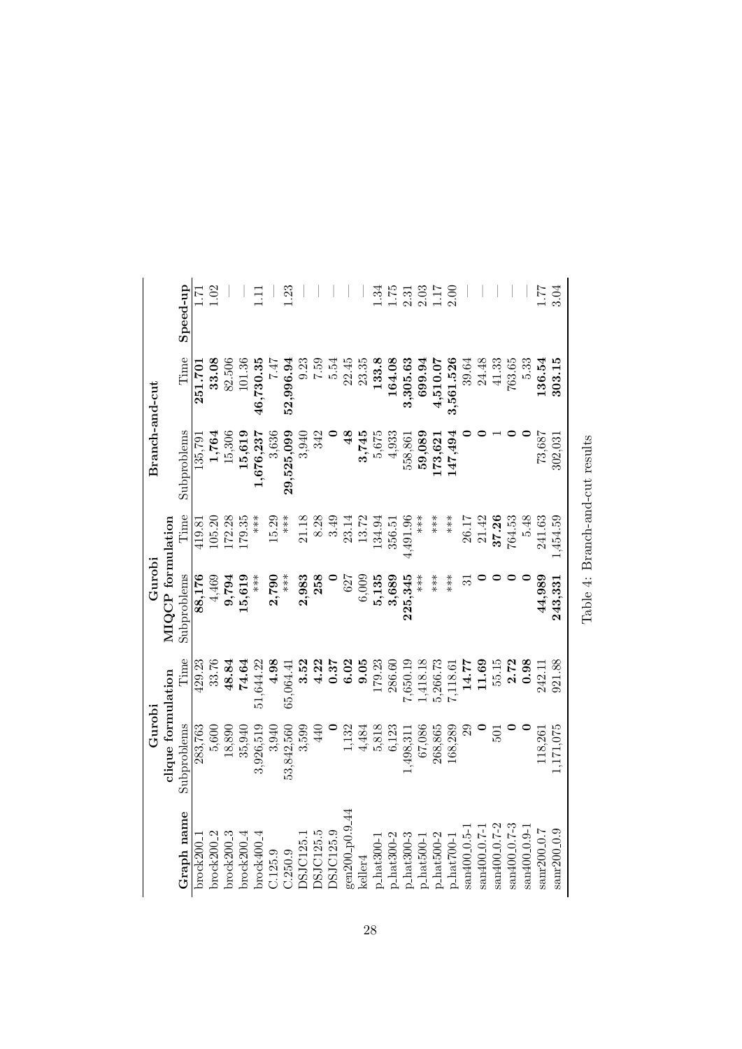| Graph name | Gurobi clique formulation | | Gurobi MIQCP formulation | | Branch-and-cut | | |
|---|---|---|---|---|---|---|---|
| | Subproblems | Time | Subproblems | Time | Subproblems | Time | **Speed-up** |
| brock200_1 | 283,763 | 429.23 | **88,176** | 419.81 | 135,791 | **251.701** | 1.71 |
| brock200_2 | 5,600 | 33.76 | 4,469 | 105.20 | **1,764** | **33.08** | 1.02 |
| brock200_3 | 18,890 | **48.84** | **9,794** | 172.28 | 15,306 | 82.506 | — |
| brock200_4 | 35,940 | **74.64** | **15,619** | 179.35 | **15,619** | 101.36 | — |
| brock400_4 | 3,926,519 | 51,644.22 | *** | *** | **1,676,237** | **46,730.35** | 1.11 |
| C.125.9 | 3,940 | **4.98** | **2,790** | 15.29 | 3,636 | 7.47 | — |
| C.250.9 | 53,842,560 | 65,064.41 | *** | *** | **29,525,099** | **52,996.94** | 1.23 |
| DSJC125.1 | 3,599 | **3.52** | **2,983** | 21.18 | 3,940 | 9.23 | — |
| DSJC125.5 | 440 | **4.22** | **258** | 8.28 | 342 | 7.59 | — |
| DSJC125.9 | **0** | **0.37** | **0** | 3.49 | **0** | 5.54 | — |
| gen200_p0.9_44 | 1,132 | **6.02** | 627 | 23.14 | **48** | 22.45 | — |
| keller4 | 4,484 | **9.05** | 6,009 | 13.72 | **3,745** | 23.35 | — |
| p_hat300-1 | 5,818 | 179.23 | **5,135** | 134.94 | 5,675 | **133.8** | 1.34 |
| p_hat300-2 | 6,123 | 286.60 | **3,689** | 356.51 | 4,933 | **164.08** | 1.75 |
| p_hat300-3 | 1,498,311 | 7,650.19 | **225,345** | 4,491.96 | 558,861 | **3,305.63** | 2.31 |
| p_hat500-1 | 67,086 | 1,418.18 | *** | *** | **59,089** | **699.94** | 2.03 |
| p_hat500-2 | 268,865 | 5,266.73 | *** | *** | **173,621** | **4,510.07** | 1.17 |
| p_hat700-1 | 168,289 | 7,118.61 | *** | *** | **147,494** | **3,561.526** | 2.00 |
| san400_0.5-1 | 29 | **14.77** | 31 | 26.17 | **0** | 39.64 | — |
| san400_0.7-1 | **0** | **11.69** | **0** | 21.42 | **0** | 24.48 | — |
| san400_0.7-2 | 501 | 55.15 | **0** | **37.26** | 1 | 41.33 | — |
| san400_0.7-3 | **0** | **2.72** | **0** | 764.53 | **0** | 763.65 | — |
| san400_0.9-1 | **0** | **0.98** | **0** | 5.48 | **0** | 5.33 | — |
| sanr200_0.7 | 118,261 | 242.11 | **44,989** | 241.63 | 73,687 | **136.54** | 1.77 |
| sanr200_0.9 | 1,171,075 | 921.88 | **243,331** | 1,454.59 | 302,031 | **303.15** | 3.04 |

Table 4: Branch-and-cut results